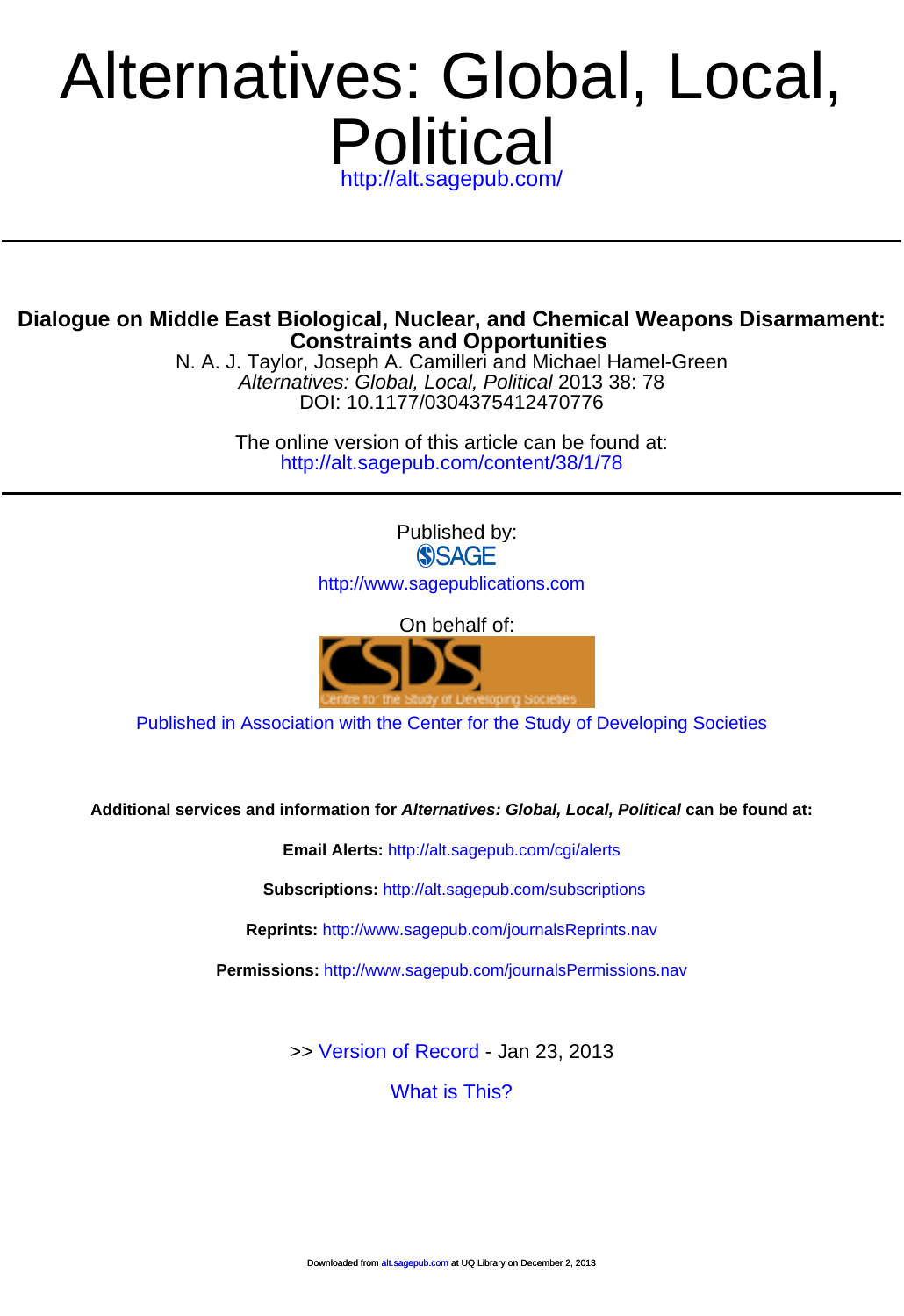# Alternatives: Global, Local, Political

http://alt.sagepub.com/

## Dialogue on Middle East Biological, Nuclear, and Chemical Weapons Disarmament: Constraints and Opportunities

N. A. J. Taylor, Joseph A. Camilleri and Michael Hamel-Green

*Alternatives: Global, Local, Political* 2013 38: 78

DOI: 10.1177/0304375412470776

The online version of this article can be found at:

http://alt.sagepub.com/content/38/1/78

Published by:

SAGE

http://www.sagepublications.com

On behalf of:

CSDS

Centre for the Study of Developing Societies

Published in Association with the Center for the Study of Developing Societies

**Additional services and information for *Alternatives: Global, Local, Political* can be found at:**

**Email Alerts:** http://alt.sagepub.com/cgi/alerts

**Subscriptions:** http://alt.sagepub.com/subscriptions

**Reprints:** http://www.sagepub.com/journalsReprints.nav

**Permissions:** http://www.sagepub.com/journalsPermissions.nav

>> Version of Record - Jan 23, 2013

What is This?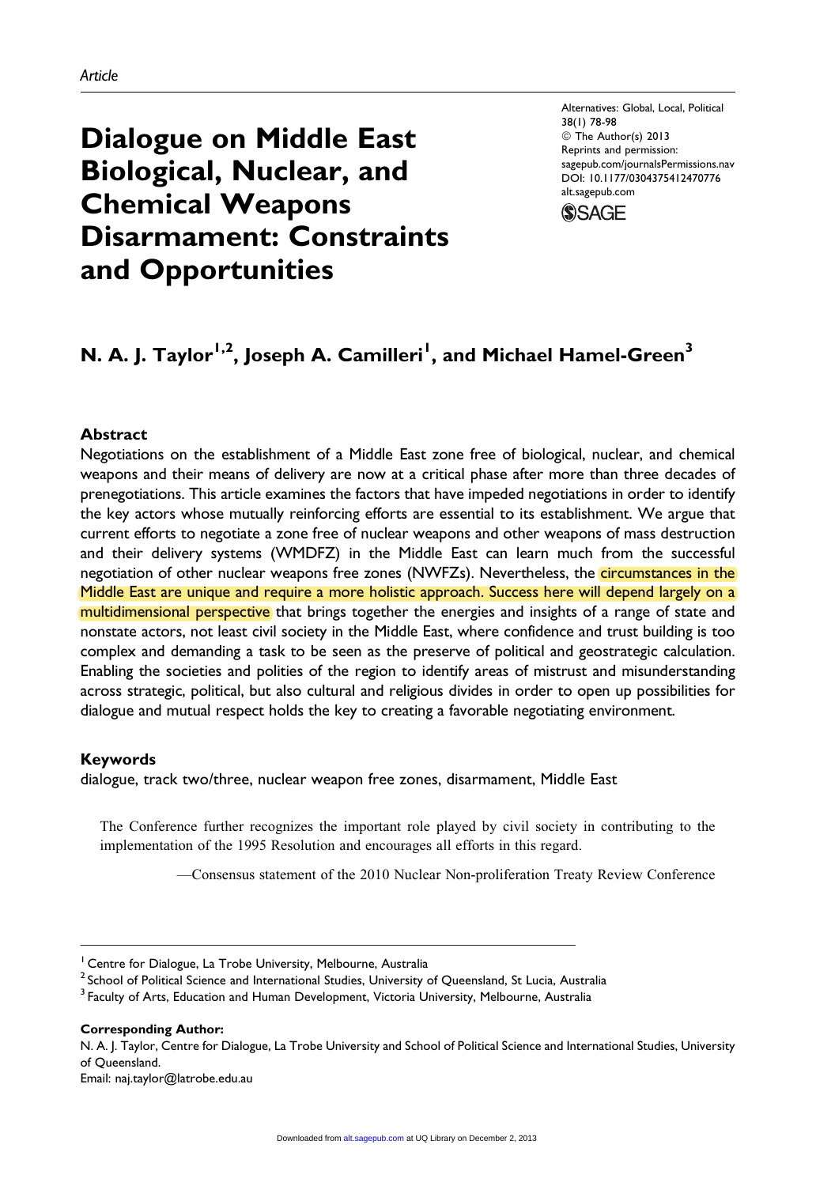*Article*

# Dialogue on Middle East Biological, Nuclear, and Chemical Weapons Disarmament: Constraints and Opportunities

Alternatives: Global, Local, Political
38(1) 78-98
© The Author(s) 2013
Reprints and permission:
sagepub.com/journalsPermissions.nav
DOI: 10.1177/0304375412470776
alt.sagepub.com

**N. A. J. Taylor[1,2], Joseph A. Camilleri[1], and Michael Hamel-Green[3]**

## Abstract

Negotiations on the establishment of a Middle East zone free of biological, nuclear, and chemical weapons and their means of delivery are now at a critical phase after more than three decades of prenegotiations. This article examines the factors that have impeded negotiations in order to identify the key actors whose mutually reinforcing efforts are essential to its establishment. We argue that current efforts to negotiate a zone free of nuclear weapons and other weapons of mass destruction and their delivery systems (WMDFZ) in the Middle East can learn much from the successful negotiation of other nuclear weapons free zones (NWFZs). Nevertheless, the circumstances in the Middle East are unique and require a more holistic approach. Success here will depend largely on a multidimensional perspective that brings together the energies and insights of a range of state and nonstate actors, not least civil society in the Middle East, where confidence and trust building is too complex and demanding a task to be seen as the preserve of political and geostrategic calculation. Enabling the societies and polities of the region to identify areas of mistrust and misunderstanding across strategic, political, but also cultural and religious divides in order to open up possibilities for dialogue and mutual respect holds the key to creating a favorable negotiating environment.

## Keywords

dialogue, track two/three, nuclear weapon free zones, disarmament, Middle East

> The Conference further recognizes the important role played by civil society in contributing to the implementation of the 1995 Resolution and encourages all efforts in this regard.
>
> —Consensus statement of the 2010 Nuclear Non-proliferation Treaty Review Conference

[1] Centre for Dialogue, La Trobe University, Melbourne, Australia
[2] School of Political Science and International Studies, University of Queensland, St Lucia, Australia
[3] Faculty of Arts, Education and Human Development, Victoria University, Melbourne, Australia

**Corresponding Author:**
N. A. J. Taylor, Centre for Dialogue, La Trobe University and School of Political Science and International Studies, University of Queensland.
Email: naj.taylor@latrobe.edu.au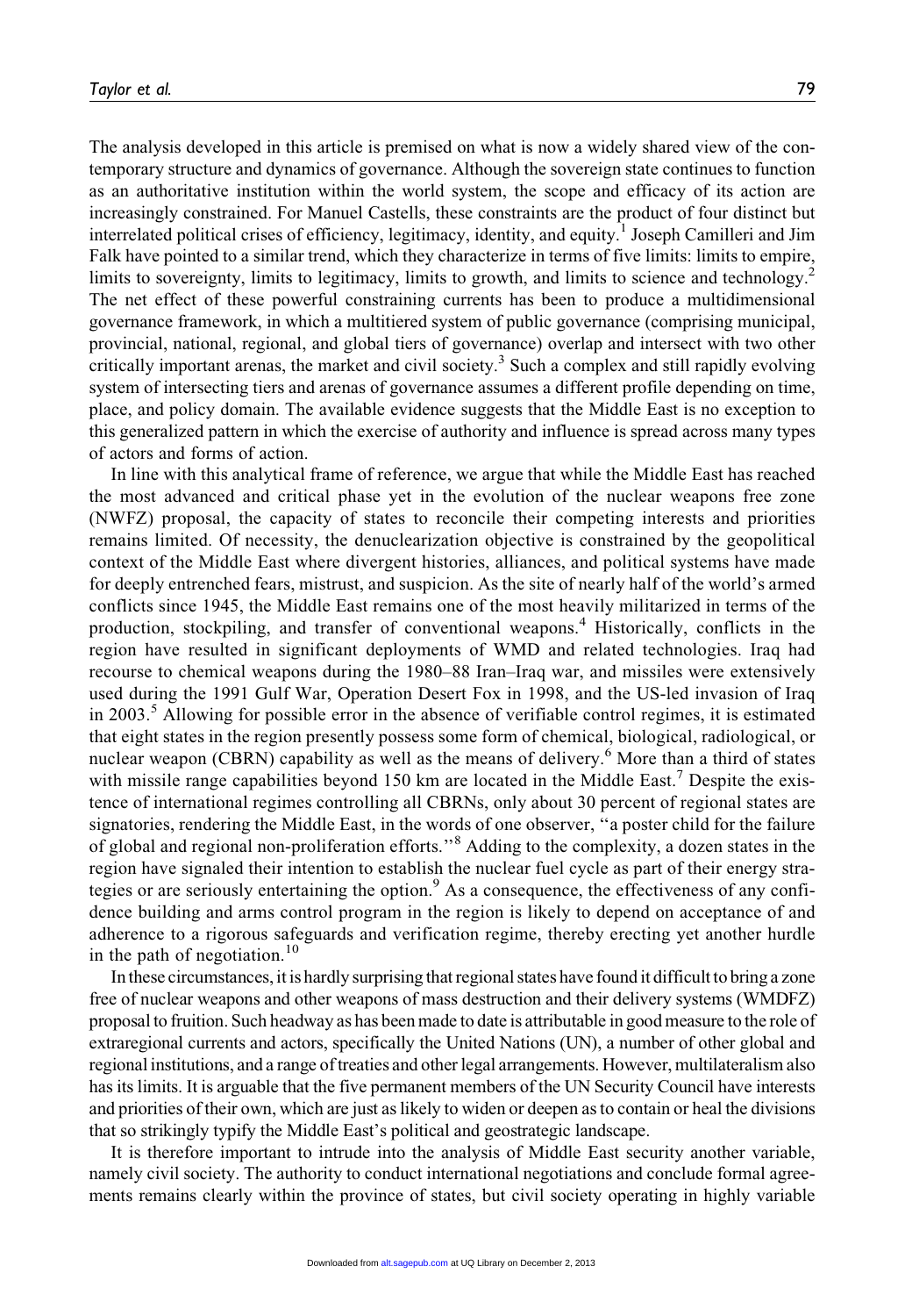The analysis developed in this article is premised on what is now a widely shared view of the contemporary structure and dynamics of governance. Although the sovereign state continues to function as an authoritative institution within the world system, the scope and efficacy of its action are increasingly constrained. For Manuel Castells, these constraints are the product of four distinct but interrelated political crises of efficiency, legitimacy, identity, and equity.[1] Joseph Camilleri and Jim Falk have pointed to a similar trend, which they characterize in terms of five limits: limits to empire, limits to sovereignty, limits to legitimacy, limits to growth, and limits to science and technology.[2] The net effect of these powerful constraining currents has been to produce a multidimensional governance framework, in which a multitiered system of public governance (comprising municipal, provincial, national, regional, and global tiers of governance) overlap and intersect with two other critically important arenas, the market and civil society.[3] Such a complex and still rapidly evolving system of intersecting tiers and arenas of governance assumes a different profile depending on time, place, and policy domain. The available evidence suggests that the Middle East is no exception to this generalized pattern in which the exercise of authority and influence is spread across many types of actors and forms of action.

In line with this analytical frame of reference, we argue that while the Middle East has reached the most advanced and critical phase yet in the evolution of the nuclear weapons free zone (NWFZ) proposal, the capacity of states to reconcile their competing interests and priorities remains limited. Of necessity, the denuclearization objective is constrained by the geopolitical context of the Middle East where divergent histories, alliances, and political systems have made for deeply entrenched fears, mistrust, and suspicion. As the site of nearly half of the world's armed conflicts since 1945, the Middle East remains one of the most heavily militarized in terms of the production, stockpiling, and transfer of conventional weapons.[4] Historically, conflicts in the region have resulted in significant deployments of WMD and related technologies. Iraq had recourse to chemical weapons during the 1980–88 Iran–Iraq war, and missiles were extensively used during the 1991 Gulf War, Operation Desert Fox in 1998, and the US-led invasion of Iraq in 2003.[5] Allowing for possible error in the absence of verifiable control regimes, it is estimated that eight states in the region presently possess some form of chemical, biological, radiological, or nuclear weapon (CBRN) capability as well as the means of delivery.[6] More than a third of states with missile range capabilities beyond 150 km are located in the Middle East.[7] Despite the existence of international regimes controlling all CBRNs, only about 30 percent of regional states are signatories, rendering the Middle East, in the words of one observer, "a poster child for the failure of global and regional non-proliferation efforts."[8] Adding to the complexity, a dozen states in the region have signaled their intention to establish the nuclear fuel cycle as part of their energy strategies or are seriously entertaining the option.[9] As a consequence, the effectiveness of any confidence building and arms control program in the region is likely to depend on acceptance of and adherence to a rigorous safeguards and verification regime, thereby erecting yet another hurdle in the path of negotiation.[10]

In these circumstances, it is hardly surprising that regional states have found it difficult to bring a zone free of nuclear weapons and other weapons of mass destruction and their delivery systems (WMDFZ) proposal to fruition. Such headway as has been made to date is attributable in good measure to the role of extraregional currents and actors, specifically the United Nations (UN), a number of other global and regional institutions, and a range of treaties and other legal arrangements. However, multilateralism also has its limits. It is arguable that the five permanent members of the UN Security Council have interests and priorities of their own, which are just as likely to widen or deepen as to contain or heal the divisions that so strikingly typify the Middle East's political and geostrategic landscape.

It is therefore important to intrude into the analysis of Middle East security another variable, namely civil society. The authority to conduct international negotiations and conclude formal agreements remains clearly within the province of states, but civil society operating in highly variable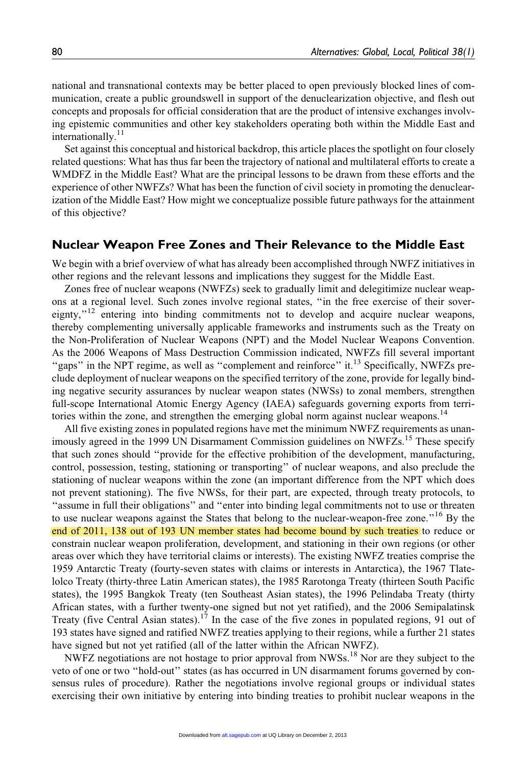national and transnational contexts may be better placed to open previously blocked lines of communication, create a public groundswell in support of the denuclearization objective, and flesh out concepts and proposals for official consideration that are the product of intensive exchanges involving epistemic communities and other key stakeholders operating both within the Middle East and internationally.[11]

Set against this conceptual and historical backdrop, this article places the spotlight on four closely related questions: What has thus far been the trajectory of national and multilateral efforts to create a WMDFZ in the Middle East? What are the principal lessons to be drawn from these efforts and the experience of other NWFZs? What has been the function of civil society in promoting the denuclearization of the Middle East? How might we conceptualize possible future pathways for the attainment of this objective?

## Nuclear Weapon Free Zones and Their Relevance to the Middle East

We begin with a brief overview of what has already been accomplished through NWFZ initiatives in other regions and the relevant lessons and implications they suggest for the Middle East.

Zones free of nuclear weapons (NWFZs) seek to gradually limit and delegitimize nuclear weapons at a regional level. Such zones involve regional states, "in the free exercise of their sovereignty,"[12] entering into binding commitments not to develop and acquire nuclear weapons, thereby complementing universally applicable frameworks and instruments such as the Treaty on the Non-Proliferation of Nuclear Weapons (NPT) and the Model Nuclear Weapons Convention. As the 2006 Weapons of Mass Destruction Commission indicated, NWFZs fill several important "gaps" in the NPT regime, as well as "complement and reinforce" it.[13] Specifically, NWFZs preclude deployment of nuclear weapons on the specified territory of the zone, provide for legally binding negative security assurances by nuclear weapon states (NWSs) to zonal members, strengthen full-scope International Atomic Energy Agency (IAEA) safeguards governing exports from territories within the zone, and strengthen the emerging global norm against nuclear weapons.[14]

All five existing zones in populated regions have met the minimum NWFZ requirements as unanimously agreed in the 1999 UN Disarmament Commission guidelines on NWFZs.[15] These specify that such zones should "provide for the effective prohibition of the development, manufacturing, control, possession, testing, stationing or transporting" of nuclear weapons, and also preclude the stationing of nuclear weapons within the zone (an important difference from the NPT which does not prevent stationing). The five NWSs, for their part, are expected, through treaty protocols, to "assume in full their obligations" and "enter into binding legal commitments not to use or threaten to use nuclear weapons against the States that belong to the nuclear-weapon-free zone."[16] By the end of 2011, 138 out of 193 UN member states had become bound by such treaties to reduce or constrain nuclear weapon proliferation, development, and stationing in their own regions (or other areas over which they have territorial claims or interests). The existing NWFZ treaties comprise the 1959 Antarctic Treaty (fourty-seven states with claims or interests in Antarctica), the 1967 Tlatelolco Treaty (thirty-three Latin American states), the 1985 Rarotonga Treaty (thirteen South Pacific states), the 1995 Bangkok Treaty (ten Southeast Asian states), the 1996 Pelindaba Treaty (thirty African states, with a further twenty-one signed but not yet ratified), and the 2006 Semipalatinsk Treaty (five Central Asian states).[17] In the case of the five zones in populated regions, 91 out of 193 states have signed and ratified NWFZ treaties applying to their regions, while a further 21 states have signed but not yet ratified (all of the latter within the African NWFZ).

NWFZ negotiations are not hostage to prior approval from NWSs.[18] Nor are they subject to the veto of one or two "hold-out" states (as has occurred in UN disarmament forums governed by consensus rules of procedure). Rather the negotiations involve regional groups or individual states exercising their own initiative by entering into binding treaties to prohibit nuclear weapons in the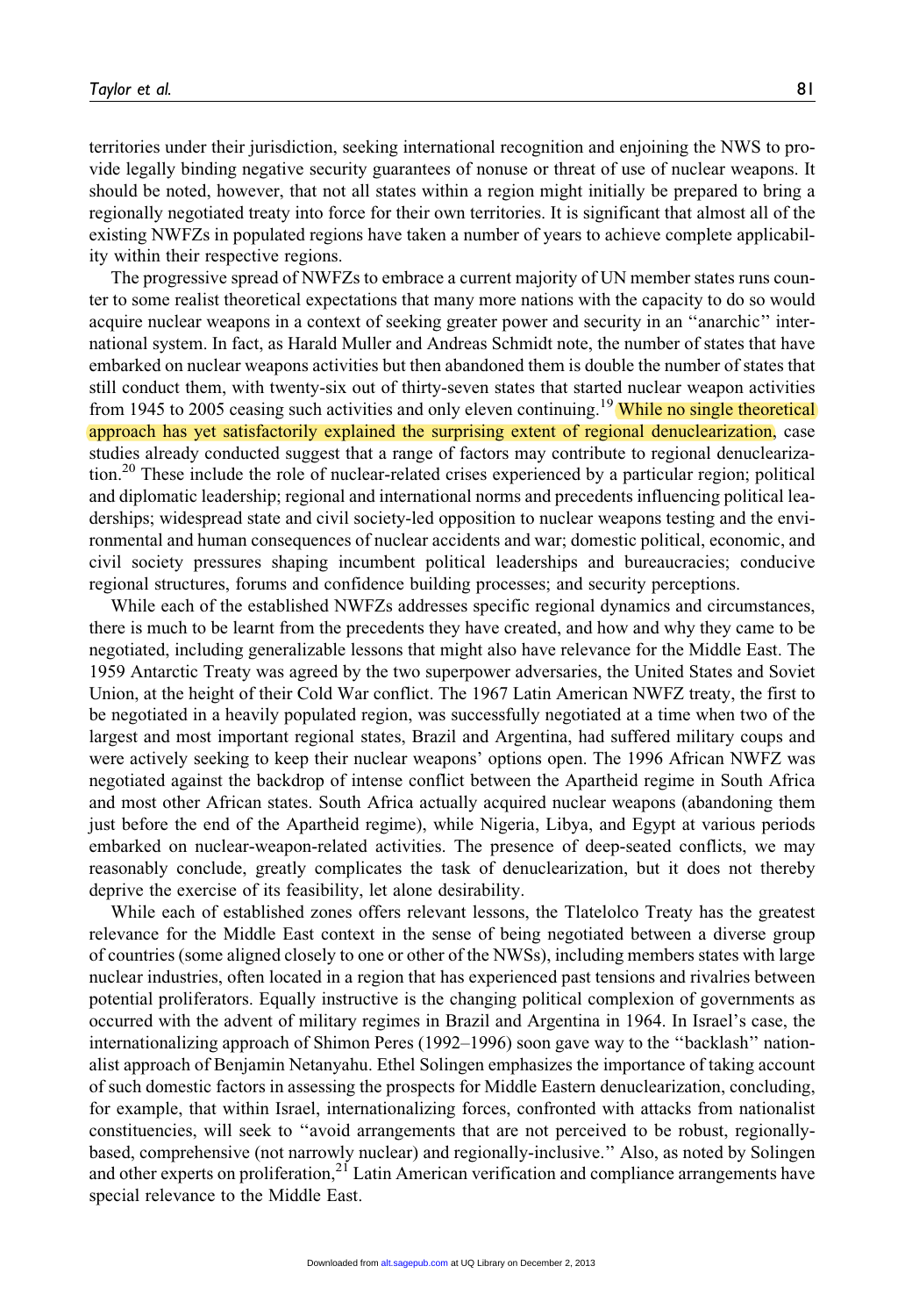territories under their jurisdiction, seeking international recognition and enjoining the NWS to provide legally binding negative security guarantees of nonuse or threat of use of nuclear weapons. It should be noted, however, that not all states within a region might initially be prepared to bring a regionally negotiated treaty into force for their own territories. It is significant that almost all of the existing NWFZs in populated regions have taken a number of years to achieve complete applicability within their respective regions.

The progressive spread of NWFZs to embrace a current majority of UN member states runs counter to some realist theoretical expectations that many more nations with the capacity to do so would acquire nuclear weapons in a context of seeking greater power and security in an ''anarchic'' international system. In fact, as Harald Muller and Andreas Schmidt note, the number of states that have embarked on nuclear weapons activities but then abandoned them is double the number of states that still conduct them, with twenty-six out of thirty-seven states that started nuclear weapon activities from 1945 to 2005 ceasing such activities and only eleven continuing.[19] While no single theoretical approach has yet satisfactorily explained the surprising extent of regional denuclearization, case studies already conducted suggest that a range of factors may contribute to regional denuclearization.[20] These include the role of nuclear-related crises experienced by a particular region; political and diplomatic leadership; regional and international norms and precedents influencing political leaderships; widespread state and civil society-led opposition to nuclear weapons testing and the environmental and human consequences of nuclear accidents and war; domestic political, economic, and civil society pressures shaping incumbent political leaderships and bureaucracies; conducive regional structures, forums and confidence building processes; and security perceptions.

While each of the established NWFZs addresses specific regional dynamics and circumstances, there is much to be learnt from the precedents they have created, and how and why they came to be negotiated, including generalizable lessons that might also have relevance for the Middle East. The 1959 Antarctic Treaty was agreed by the two superpower adversaries, the United States and Soviet Union, at the height of their Cold War conflict. The 1967 Latin American NWFZ treaty, the first to be negotiated in a heavily populated region, was successfully negotiated at a time when two of the largest and most important regional states, Brazil and Argentina, had suffered military coups and were actively seeking to keep their nuclear weapons' options open. The 1996 African NWFZ was negotiated against the backdrop of intense conflict between the Apartheid regime in South Africa and most other African states. South Africa actually acquired nuclear weapons (abandoning them just before the end of the Apartheid regime), while Nigeria, Libya, and Egypt at various periods embarked on nuclear-weapon-related activities. The presence of deep-seated conflicts, we may reasonably conclude, greatly complicates the task of denuclearization, but it does not thereby deprive the exercise of its feasibility, let alone desirability.

While each of established zones offers relevant lessons, the Tlatelolco Treaty has the greatest relevance for the Middle East context in the sense of being negotiated between a diverse group of countries (some aligned closely to one or other of the NWSs), including members states with large nuclear industries, often located in a region that has experienced past tensions and rivalries between potential proliferators. Equally instructive is the changing political complexion of governments as occurred with the advent of military regimes in Brazil and Argentina in 1964. In Israel's case, the internationalizing approach of Shimon Peres (1992–1996) soon gave way to the ''backlash'' nationalist approach of Benjamin Netanyahu. Ethel Solingen emphasizes the importance of taking account of such domestic factors in assessing the prospects for Middle Eastern denuclearization, concluding, for example, that within Israel, internationalizing forces, confronted with attacks from nationalist constituencies, will seek to ''avoid arrangements that are not perceived to be robust, regionally-based, comprehensive (not narrowly nuclear) and regionally-inclusive.'' Also, as noted by Solingen and other experts on proliferation,[21] Latin American verification and compliance arrangements have special relevance to the Middle East.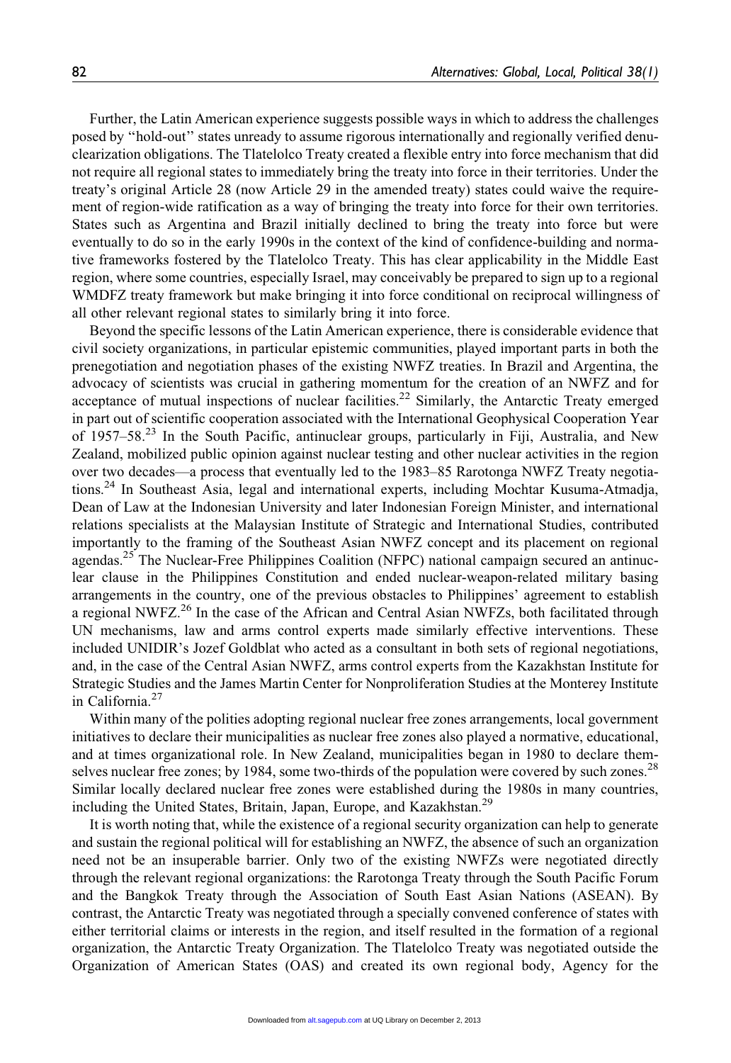Further, the Latin American experience suggests possible ways in which to address the challenges posed by "hold-out" states unready to assume rigorous internationally and regionally verified denuclearization obligations. The Tlatelolco Treaty created a flexible entry into force mechanism that did not require all regional states to immediately bring the treaty into force in their territories. Under the treaty's original Article 28 (now Article 29 in the amended treaty) states could waive the requirement of region-wide ratification as a way of bringing the treaty into force for their own territories. States such as Argentina and Brazil initially declined to bring the treaty into force but were eventually to do so in the early 1990s in the context of the kind of confidence-building and normative frameworks fostered by the Tlatelolco Treaty. This has clear applicability in the Middle East region, where some countries, especially Israel, may conceivably be prepared to sign up to a regional WMDFZ treaty framework but make bringing it into force conditional on reciprocal willingness of all other relevant regional states to similarly bring it into force.

Beyond the specific lessons of the Latin American experience, there is considerable evidence that civil society organizations, in particular epistemic communities, played important parts in both the prenegotiation and negotiation phases of the existing NWFZ treaties. In Brazil and Argentina, the advocacy of scientists was crucial in gathering momentum for the creation of an NWFZ and for acceptance of mutual inspections of nuclear facilities.[22] Similarly, the Antarctic Treaty emerged in part out of scientific cooperation associated with the International Geophysical Cooperation Year of 1957–58.[23] In the South Pacific, antinuclear groups, particularly in Fiji, Australia, and New Zealand, mobilized public opinion against nuclear testing and other nuclear activities in the region over two decades—a process that eventually led to the 1983–85 Rarotonga NWFZ Treaty negotiations.[24] In Southeast Asia, legal and international experts, including Mochtar Kusuma-Atmadja, Dean of Law at the Indonesian University and later Indonesian Foreign Minister, and international relations specialists at the Malaysian Institute of Strategic and International Studies, contributed importantly to the framing of the Southeast Asian NWFZ concept and its placement on regional agendas.[25] The Nuclear-Free Philippines Coalition (NFPC) national campaign secured an antinuclear clause in the Philippines Constitution and ended nuclear-weapon-related military basing arrangements in the country, one of the previous obstacles to Philippines' agreement to establish a regional NWFZ.[26] In the case of the African and Central Asian NWFZs, both facilitated through UN mechanisms, law and arms control experts made similarly effective interventions. These included UNIDIR's Jozef Goldblat who acted as a consultant in both sets of regional negotiations, and, in the case of the Central Asian NWFZ, arms control experts from the Kazakhstan Institute for Strategic Studies and the James Martin Center for Nonproliferation Studies at the Monterey Institute in California.[27]

Within many of the polities adopting regional nuclear free zones arrangements, local government initiatives to declare their municipalities as nuclear free zones also played a normative, educational, and at times organizational role. In New Zealand, municipalities began in 1980 to declare themselves nuclear free zones; by 1984, some two-thirds of the population were covered by such zones.[28] Similar locally declared nuclear free zones were established during the 1980s in many countries, including the United States, Britain, Japan, Europe, and Kazakhstan.[29]

It is worth noting that, while the existence of a regional security organization can help to generate and sustain the regional political will for establishing an NWFZ, the absence of such an organization need not be an insuperable barrier. Only two of the existing NWFZs were negotiated directly through the relevant regional organizations: the Rarotonga Treaty through the South Pacific Forum and the Bangkok Treaty through the Association of South East Asian Nations (ASEAN). By contrast, the Antarctic Treaty was negotiated through a specially convened conference of states with either territorial claims or interests in the region, and itself resulted in the formation of a regional organization, the Antarctic Treaty Organization. The Tlatelolco Treaty was negotiated outside the Organization of American States (OAS) and created its own regional body, Agency for the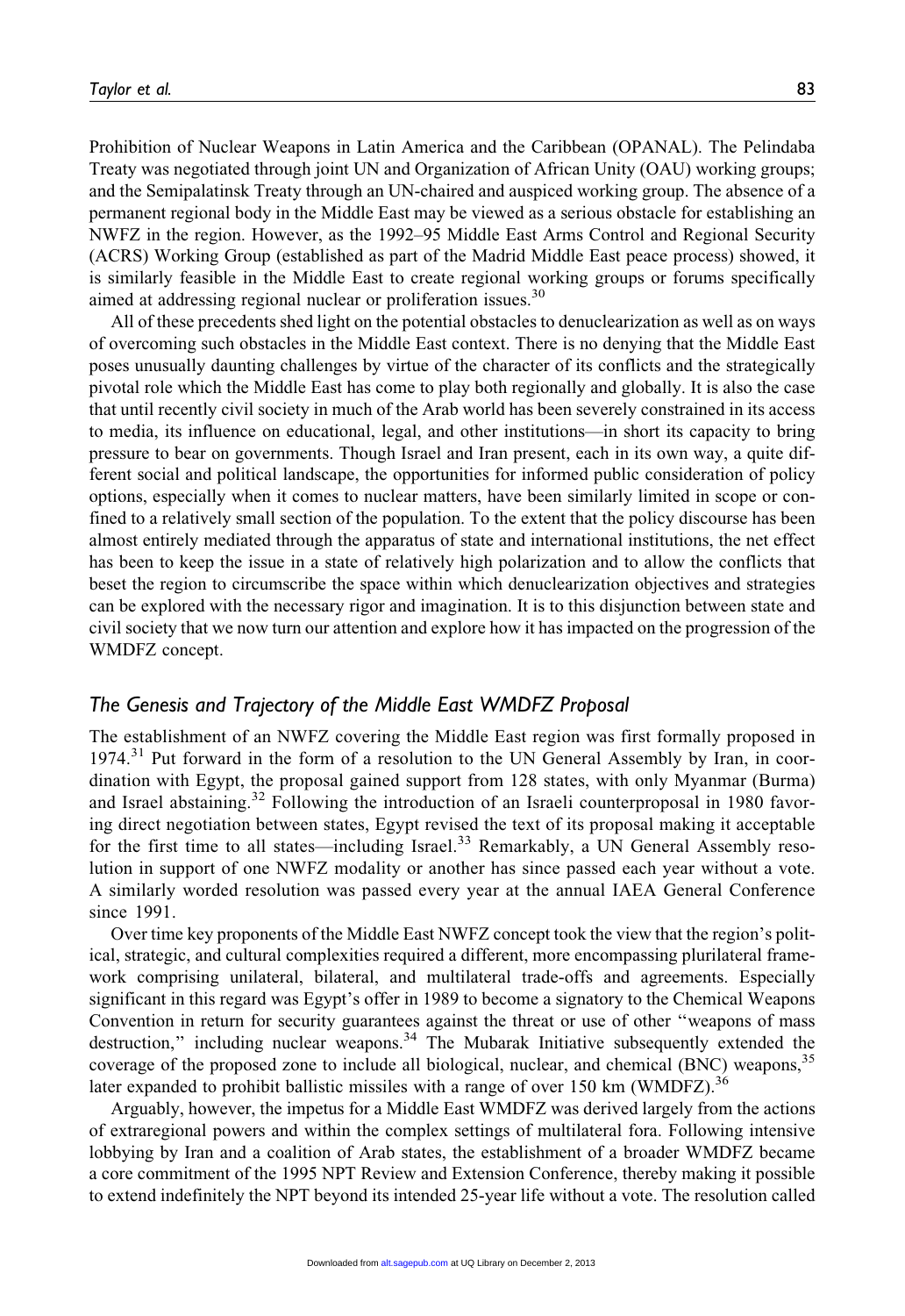Prohibition of Nuclear Weapons in Latin America and the Caribbean (OPANAL). The Pelindaba Treaty was negotiated through joint UN and Organization of African Unity (OAU) working groups; and the Semipalatinsk Treaty through an UN-chaired and auspiced working group. The absence of a permanent regional body in the Middle East may be viewed as a serious obstacle for establishing an NWFZ in the region. However, as the 1992–95 Middle East Arms Control and Regional Security (ACRS) Working Group (established as part of the Madrid Middle East peace process) showed, it is similarly feasible in the Middle East to create regional working groups or forums specifically aimed at addressing regional nuclear or proliferation issues.[30]

All of these precedents shed light on the potential obstacles to denuclearization as well as on ways of overcoming such obstacles in the Middle East context. There is no denying that the Middle East poses unusually daunting challenges by virtue of the character of its conflicts and the strategically pivotal role which the Middle East has come to play both regionally and globally. It is also the case that until recently civil society in much of the Arab world has been severely constrained in its access to media, its influence on educational, legal, and other institutions—in short its capacity to bring pressure to bear on governments. Though Israel and Iran present, each in its own way, a quite different social and political landscape, the opportunities for informed public consideration of policy options, especially when it comes to nuclear matters, have been similarly limited in scope or confined to a relatively small section of the population. To the extent that the policy discourse has been almost entirely mediated through the apparatus of state and international institutions, the net effect has been to keep the issue in a state of relatively high polarization and to allow the conflicts that beset the region to circumscribe the space within which denuclearization objectives and strategies can be explored with the necessary rigor and imagination. It is to this disjunction between state and civil society that we now turn our attention and explore how it has impacted on the progression of the WMDFZ concept.

## *The Genesis and Trajectory of the Middle East WMDFZ Proposal*

The establishment of an NWFZ covering the Middle East region was first formally proposed in 1974.[31] Put forward in the form of a resolution to the UN General Assembly by Iran, in coordination with Egypt, the proposal gained support from 128 states, with only Myanmar (Burma) and Israel abstaining.[32] Following the introduction of an Israeli counterproposal in 1980 favoring direct negotiation between states, Egypt revised the text of its proposal making it acceptable for the first time to all states—including Israel.[33] Remarkably, a UN General Assembly resolution in support of one NWFZ modality or another has since passed each year without a vote. A similarly worded resolution was passed every year at the annual IAEA General Conference since 1991.

Over time key proponents of the Middle East NWFZ concept took the view that the region's political, strategic, and cultural complexities required a different, more encompassing plurilateral framework comprising unilateral, bilateral, and multilateral trade-offs and agreements. Especially significant in this regard was Egypt's offer in 1989 to become a signatory to the Chemical Weapons Convention in return for security guarantees against the threat or use of other ''weapons of mass destruction,'' including nuclear weapons.[34] The Mubarak Initiative subsequently extended the coverage of the proposed zone to include all biological, nuclear, and chemical (BNC) weapons,[35] later expanded to prohibit ballistic missiles with a range of over 150 km (WMDFZ).[36]

Arguably, however, the impetus for a Middle East WMDFZ was derived largely from the actions of extraregional powers and within the complex settings of multilateral fora. Following intensive lobbying by Iran and a coalition of Arab states, the establishment of a broader WMDFZ became a core commitment of the 1995 NPT Review and Extension Conference, thereby making it possible to extend indefinitely the NPT beyond its intended 25-year life without a vote. The resolution called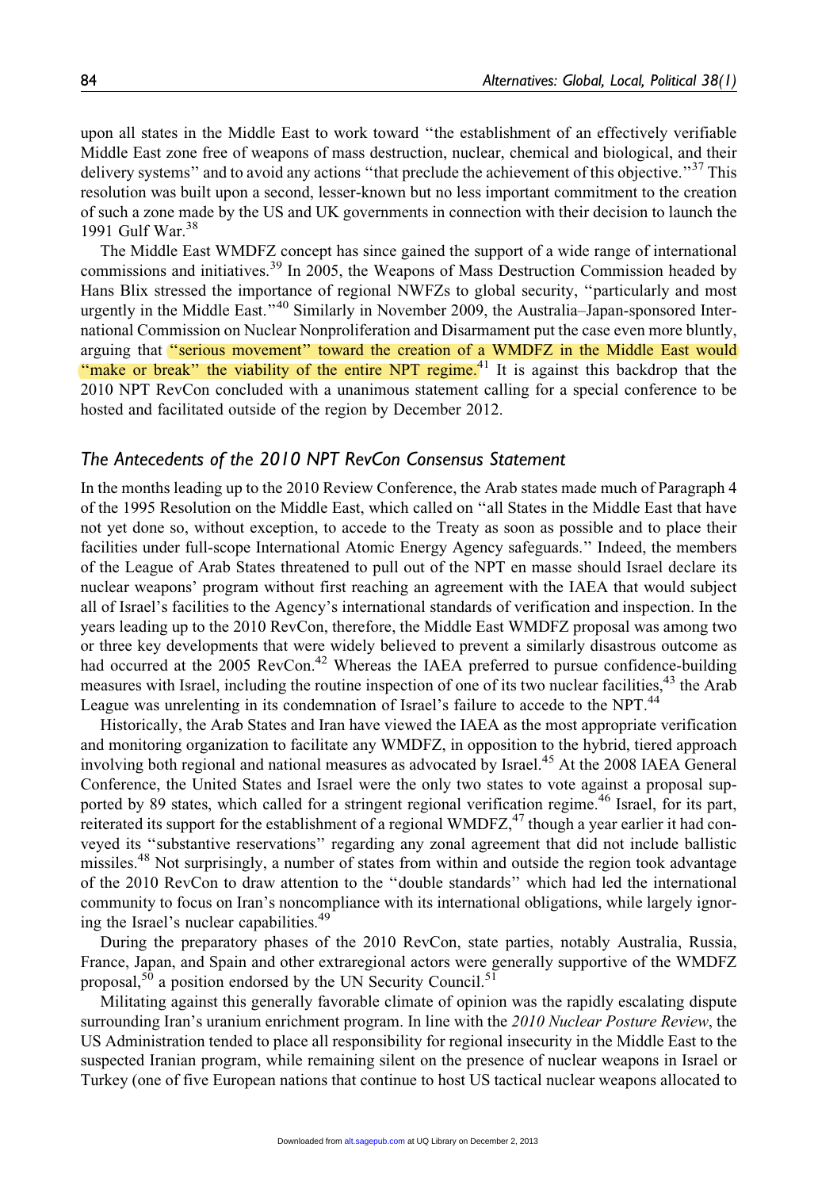upon all states in the Middle East to work toward ''the establishment of an effectively verifiable Middle East zone free of weapons of mass destruction, nuclear, chemical and biological, and their delivery systems'' and to avoid any actions ''that preclude the achievement of this objective.''[37] This resolution was built upon a second, lesser-known but no less important commitment to the creation of such a zone made by the US and UK governments in connection with their decision to launch the 1991 Gulf War.[38]

The Middle East WMDFZ concept has since gained the support of a wide range of international commissions and initiatives.[39] In 2005, the Weapons of Mass Destruction Commission headed by Hans Blix stressed the importance of regional NWFZs to global security, ''particularly and most urgently in the Middle East.''[40] Similarly in November 2009, the Australia–Japan-sponsored International Commission on Nuclear Nonproliferation and Disarmament put the case even more bluntly, arguing that ''serious movement'' toward the creation of a WMDFZ in the Middle East would ''make or break'' the viability of the entire NPT regime.[41] It is against this backdrop that the 2010 NPT RevCon concluded with a unanimous statement calling for a special conference to be hosted and facilitated outside of the region by December 2012.

### *The Antecedents of the 2010 NPT RevCon Consensus Statement*

In the months leading up to the 2010 Review Conference, the Arab states made much of Paragraph 4 of the 1995 Resolution on the Middle East, which called on ''all States in the Middle East that have not yet done so, without exception, to accede to the Treaty as soon as possible and to place their facilities under full-scope International Atomic Energy Agency safeguards.'' Indeed, the members of the League of Arab States threatened to pull out of the NPT en masse should Israel declare its nuclear weapons' program without first reaching an agreement with the IAEA that would subject all of Israel's facilities to the Agency's international standards of verification and inspection. In the years leading up to the 2010 RevCon, therefore, the Middle East WMDFZ proposal was among two or three key developments that were widely believed to prevent a similarly disastrous outcome as had occurred at the 2005 RevCon.[42] Whereas the IAEA preferred to pursue confidence-building measures with Israel, including the routine inspection of one of its two nuclear facilities,[43] the Arab League was unrelenting in its condemnation of Israel's failure to accede to the NPT.[44]

Historically, the Arab States and Iran have viewed the IAEA as the most appropriate verification and monitoring organization to facilitate any WMDFZ, in opposition to the hybrid, tiered approach involving both regional and national measures as advocated by Israel.[45] At the 2008 IAEA General Conference, the United States and Israel were the only two states to vote against a proposal supported by 89 states, which called for a stringent regional verification regime.[46] Israel, for its part, reiterated its support for the establishment of a regional WMDFZ,[47] though a year earlier it had conveyed its ''substantive reservations'' regarding any zonal agreement that did not include ballistic missiles.[48] Not surprisingly, a number of states from within and outside the region took advantage of the 2010 RevCon to draw attention to the ''double standards'' which had led the international community to focus on Iran's noncompliance with its international obligations, while largely ignoring the Israel's nuclear capabilities.[49]

During the preparatory phases of the 2010 RevCon, state parties, notably Australia, Russia, France, Japan, and Spain and other extraregional actors were generally supportive of the WMDFZ proposal,[50] a position endorsed by the UN Security Council.[51]

Militating against this generally favorable climate of opinion was the rapidly escalating dispute surrounding Iran's uranium enrichment program. In line with the *2010 Nuclear Posture Review*, the US Administration tended to place all responsibility for regional insecurity in the Middle East to the suspected Iranian program, while remaining silent on the presence of nuclear weapons in Israel or Turkey (one of five European nations that continue to host US tactical nuclear weapons allocated to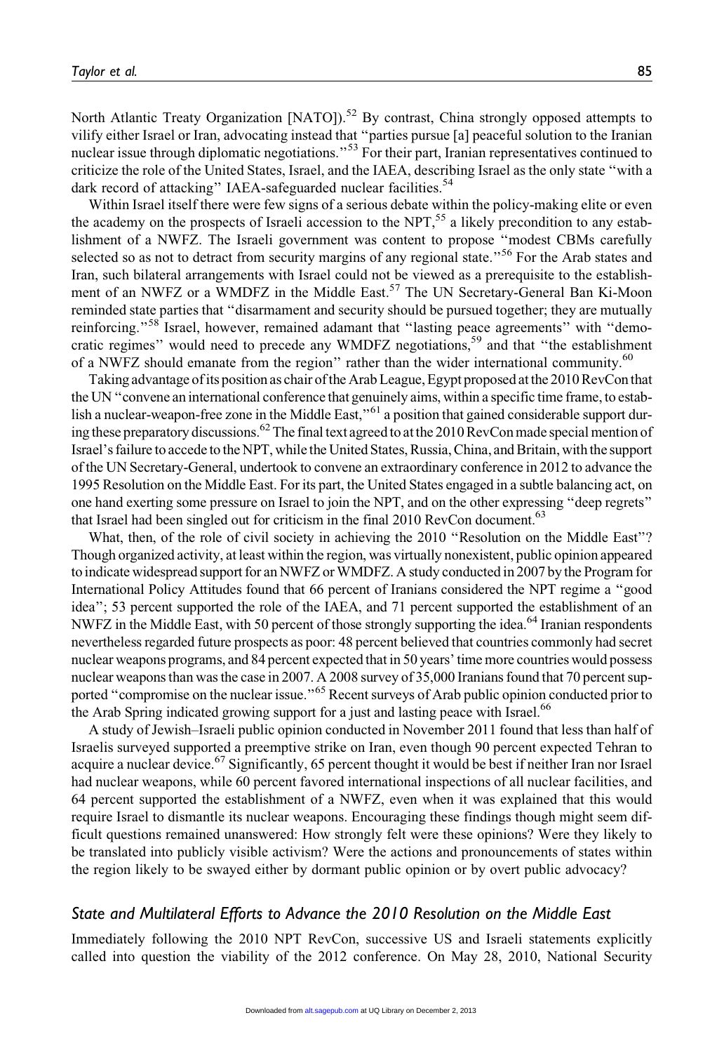North Atlantic Treaty Organization [NATO]).[52] By contrast, China strongly opposed attempts to vilify either Israel or Iran, advocating instead that "parties pursue [a] peaceful solution to the Iranian nuclear issue through diplomatic negotiations."[53] For their part, Iranian representatives continued to criticize the role of the United States, Israel, and the IAEA, describing Israel as the only state "with a dark record of attacking" IAEA-safeguarded nuclear facilities.[54]

Within Israel itself there were few signs of a serious debate within the policy-making elite or even the academy on the prospects of Israeli accession to the NPT,[55] a likely precondition to any establishment of a NWFZ. The Israeli government was content to propose "modest CBMs carefully selected so as not to detract from security margins of any regional state."[56] For the Arab states and Iran, such bilateral arrangements with Israel could not be viewed as a prerequisite to the establishment of an NWFZ or a WMDFZ in the Middle East.[57] The UN Secretary-General Ban Ki-Moon reminded state parties that "disarmament and security should be pursued together; they are mutually reinforcing."[58] Israel, however, remained adamant that "lasting peace agreements" with "democratic regimes" would need to precede any WMDFZ negotiations,[59] and that "the establishment of a NWFZ should emanate from the region" rather than the wider international community.[60]

Taking advantage of its position as chair of the Arab League, Egypt proposed at the 2010 RevCon that the UN "convene an international conference that genuinely aims, within a specific time frame, to establish a nuclear-weapon-free zone in the Middle East,"[61] a position that gained considerable support during these preparatory discussions.[62] The final text agreed to at the 2010 RevCon made special mention of Israel's failure to accede to the NPT, while the United States, Russia, China, and Britain, with the support of the UN Secretary-General, undertook to convene an extraordinary conference in 2012 to advance the 1995 Resolution on the Middle East. For its part, the United States engaged in a subtle balancing act, on one hand exerting some pressure on Israel to join the NPT, and on the other expressing "deep regrets" that Israel had been singled out for criticism in the final 2010 RevCon document.[63]

What, then, of the role of civil society in achieving the 2010 "Resolution on the Middle East"? Though organized activity, at least within the region, was virtually nonexistent, public opinion appeared to indicate widespread support for an NWFZ or WMDFZ. A study conducted in 2007 by the Program for International Policy Attitudes found that 66 percent of Iranians considered the NPT regime a "good idea"; 53 percent supported the role of the IAEA, and 71 percent supported the establishment of an NWFZ in the Middle East, with 50 percent of those strongly supporting the idea.[64] Iranian respondents nevertheless regarded future prospects as poor: 48 percent believed that countries commonly had secret nuclear weapons programs, and 84 percent expected that in 50 years' time more countries would possess nuclear weapons than was the case in 2007. A 2008 survey of 35,000 Iranians found that 70 percent supported "compromise on the nuclear issue."[65] Recent surveys of Arab public opinion conducted prior to the Arab Spring indicated growing support for a just and lasting peace with Israel.[66]

A study of Jewish–Israeli public opinion conducted in November 2011 found that less than half of Israelis surveyed supported a preemptive strike on Iran, even though 90 percent expected Tehran to acquire a nuclear device.[67] Significantly, 65 percent thought it would be best if neither Iran nor Israel had nuclear weapons, while 60 percent favored international inspections of all nuclear facilities, and 64 percent supported the establishment of a NWFZ, even when it was explained that this would require Israel to dismantle its nuclear weapons. Encouraging these findings though might seem difficult questions remained unanswered: How strongly felt were these opinions? Were they likely to be translated into publicly visible activism? Were the actions and pronouncements of states within the region likely to be swayed either by dormant public opinion or by overt public advocacy?

### *State and Multilateral Efforts to Advance the 2010 Resolution on the Middle East*

Immediately following the 2010 NPT RevCon, successive US and Israeli statements explicitly called into question the viability of the 2012 conference. On May 28, 2010, National Security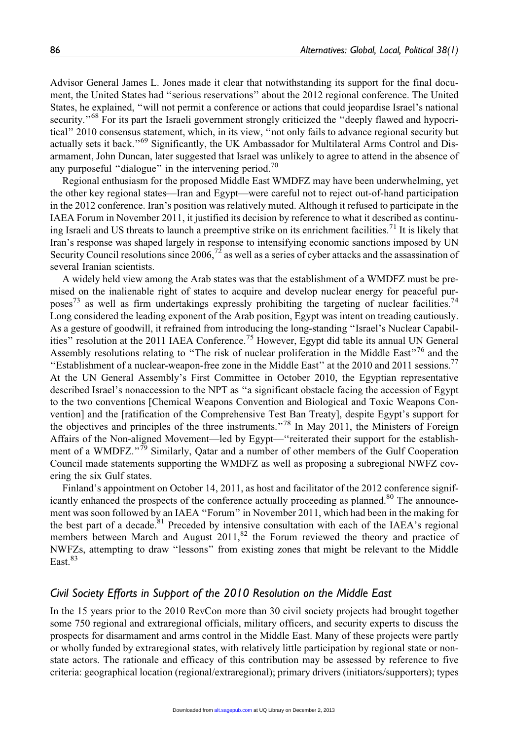Advisor General James L. Jones made it clear that notwithstanding its support for the final document, the United States had ''serious reservations'' about the 2012 regional conference. The United States, he explained, ''will not permit a conference or actions that could jeopardise Israel's national security.''[68] For its part the Israeli government strongly criticized the ''deeply flawed and hypocritical'' 2010 consensus statement, which, in its view, ''not only fails to advance regional security but actually sets it back.''[69] Significantly, the UK Ambassador for Multilateral Arms Control and Disarmament, John Duncan, later suggested that Israel was unlikely to agree to attend in the absence of any purposeful ''dialogue'' in the intervening period.[70]

Regional enthusiasm for the proposed Middle East WMDFZ may have been underwhelming, yet the other key regional states—Iran and Egypt—were careful not to reject out-of-hand participation in the 2012 conference. Iran's position was relatively muted. Although it refused to participate in the IAEA Forum in November 2011, it justified its decision by reference to what it described as continuing Israeli and US threats to launch a preemptive strike on its enrichment facilities.[71] It is likely that Iran's response was shaped largely in response to intensifying economic sanctions imposed by UN Security Council resolutions since 2006,[72] as well as a series of cyber attacks and the assassination of several Iranian scientists.

A widely held view among the Arab states was that the establishment of a WMDFZ must be premised on the inalienable right of states to acquire and develop nuclear energy for peaceful purposes[73] as well as firm undertakings expressly prohibiting the targeting of nuclear facilities.[74] Long considered the leading exponent of the Arab position, Egypt was intent on treading cautiously. As a gesture of goodwill, it refrained from introducing the long-standing ''Israel's Nuclear Capabilities'' resolution at the 2011 IAEA Conference.[75] However, Egypt did table its annual UN General Assembly resolutions relating to ''The risk of nuclear proliferation in the Middle East''[76] and the ''Establishment of a nuclear-weapon-free zone in the Middle East'' at the 2010 and 2011 sessions.[77] At the UN General Assembly's First Committee in October 2010, the Egyptian representative described Israel's nonaccession to the NPT as ''a significant obstacle facing the accession of Egypt to the two conventions [Chemical Weapons Convention and Biological and Toxic Weapons Convention] and the [ratification of the Comprehensive Test Ban Treaty], despite Egypt's support for the objectives and principles of the three instruments.''[78] In May 2011, the Ministers of Foreign Affairs of the Non-aligned Movement—led by Egypt—''reiterated their support for the establishment of a WMDFZ.''[79] Similarly, Qatar and a number of other members of the Gulf Cooperation Council made statements supporting the WMDFZ as well as proposing a subregional NWFZ covering the six Gulf states.

Finland's appointment on October 14, 2011, as host and facilitator of the 2012 conference significantly enhanced the prospects of the conference actually proceeding as planned.[80] The announcement was soon followed by an IAEA ''Forum'' in November 2011, which had been in the making for the best part of a decade.[81] Preceded by intensive consultation with each of the IAEA's regional members between March and August 2011,[82] the Forum reviewed the theory and practice of NWFZs, attempting to draw ''lessons'' from existing zones that might be relevant to the Middle East.[83]

## *Civil Society Efforts in Support of the 2010 Resolution on the Middle East*

In the 15 years prior to the 2010 RevCon more than 30 civil society projects had brought together some 750 regional and extraregional officials, military officers, and security experts to discuss the prospects for disarmament and arms control in the Middle East. Many of these projects were partly or wholly funded by extraregional states, with relatively little participation by regional state or nonstate actors. The rationale and efficacy of this contribution may be assessed by reference to five criteria: geographical location (regional/extraregional); primary drivers (initiators/supporters); types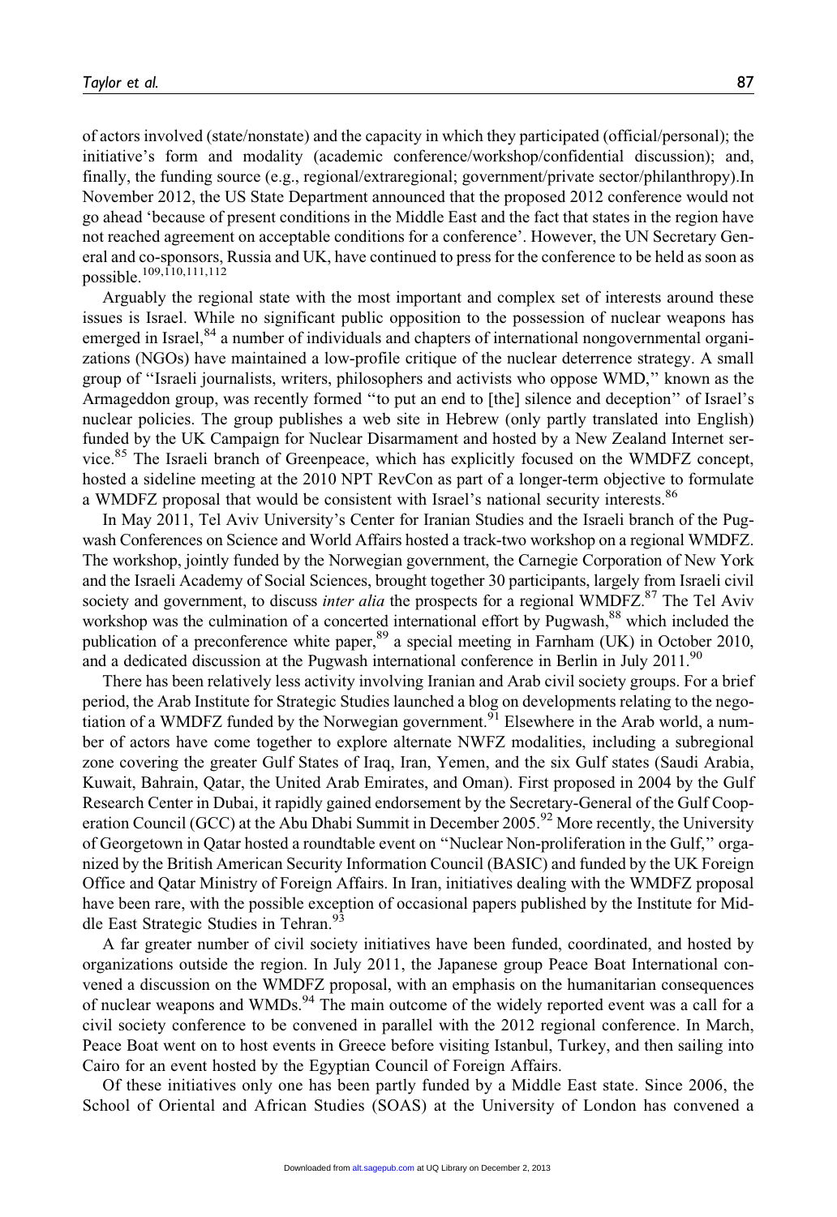of actors involved (state/nonstate) and the capacity in which they participated (official/personal); the initiative's form and modality (academic conference/workshop/confidential discussion); and, finally, the funding source (e.g., regional/extraregional; government/private sector/philanthropy).In November 2012, the US State Department announced that the proposed 2012 conference would not go ahead 'because of present conditions in the Middle East and the fact that states in the region have not reached agreement on acceptable conditions for a conference'. However, the UN Secretary General and co-sponsors, Russia and UK, have continued to press for the conference to be held as soon as possible.[109,110,111,112]

Arguably the regional state with the most important and complex set of interests around these issues is Israel. While no significant public opposition to the possession of nuclear weapons has emerged in Israel,[84] a number of individuals and chapters of international nongovernmental organizations (NGOs) have maintained a low-profile critique of the nuclear deterrence strategy. A small group of "Israeli journalists, writers, philosophers and activists who oppose WMD," known as the Armageddon group, was recently formed "to put an end to [the] silence and deception" of Israel's nuclear policies. The group publishes a web site in Hebrew (only partly translated into English) funded by the UK Campaign for Nuclear Disarmament and hosted by a New Zealand Internet service.[85] The Israeli branch of Greenpeace, which has explicitly focused on the WMDFZ concept, hosted a sideline meeting at the 2010 NPT RevCon as part of a longer-term objective to formulate a WMDFZ proposal that would be consistent with Israel's national security interests.[86]

In May 2011, Tel Aviv University's Center for Iranian Studies and the Israeli branch of the Pugwash Conferences on Science and World Affairs hosted a track-two workshop on a regional WMDFZ. The workshop, jointly funded by the Norwegian government, the Carnegie Corporation of New York and the Israeli Academy of Social Sciences, brought together 30 participants, largely from Israeli civil society and government, to discuss *inter alia* the prospects for a regional WMDFZ.[87] The Tel Aviv workshop was the culmination of a concerted international effort by Pugwash,[88] which included the publication of a preconference white paper,[89] a special meeting in Farnham (UK) in October 2010, and a dedicated discussion at the Pugwash international conference in Berlin in July 2011.[90]

There has been relatively less activity involving Iranian and Arab civil society groups. For a brief period, the Arab Institute for Strategic Studies launched a blog on developments relating to the negotiation of a WMDFZ funded by the Norwegian government.[91] Elsewhere in the Arab world, a number of actors have come together to explore alternate NWFZ modalities, including a subregional zone covering the greater Gulf States of Iraq, Iran, Yemen, and the six Gulf states (Saudi Arabia, Kuwait, Bahrain, Qatar, the United Arab Emirates, and Oman). First proposed in 2004 by the Gulf Research Center in Dubai, it rapidly gained endorsement by the Secretary-General of the Gulf Cooperation Council (GCC) at the Abu Dhabi Summit in December 2005.[92] More recently, the University of Georgetown in Qatar hosted a roundtable event on "Nuclear Non-proliferation in the Gulf," organized by the British American Security Information Council (BASIC) and funded by the UK Foreign Office and Qatar Ministry of Foreign Affairs. In Iran, initiatives dealing with the WMDFZ proposal have been rare, with the possible exception of occasional papers published by the Institute for Middle East Strategic Studies in Tehran.[93]

A far greater number of civil society initiatives have been funded, coordinated, and hosted by organizations outside the region. In July 2011, the Japanese group Peace Boat International convened a discussion on the WMDFZ proposal, with an emphasis on the humanitarian consequences of nuclear weapons and WMDs.[94] The main outcome of the widely reported event was a call for a civil society conference to be convened in parallel with the 2012 regional conference. In March, Peace Boat went on to host events in Greece before visiting Istanbul, Turkey, and then sailing into Cairo for an event hosted by the Egyptian Council of Foreign Affairs.

Of these initiatives only one has been partly funded by a Middle East state. Since 2006, the School of Oriental and African Studies (SOAS) at the University of London has convened a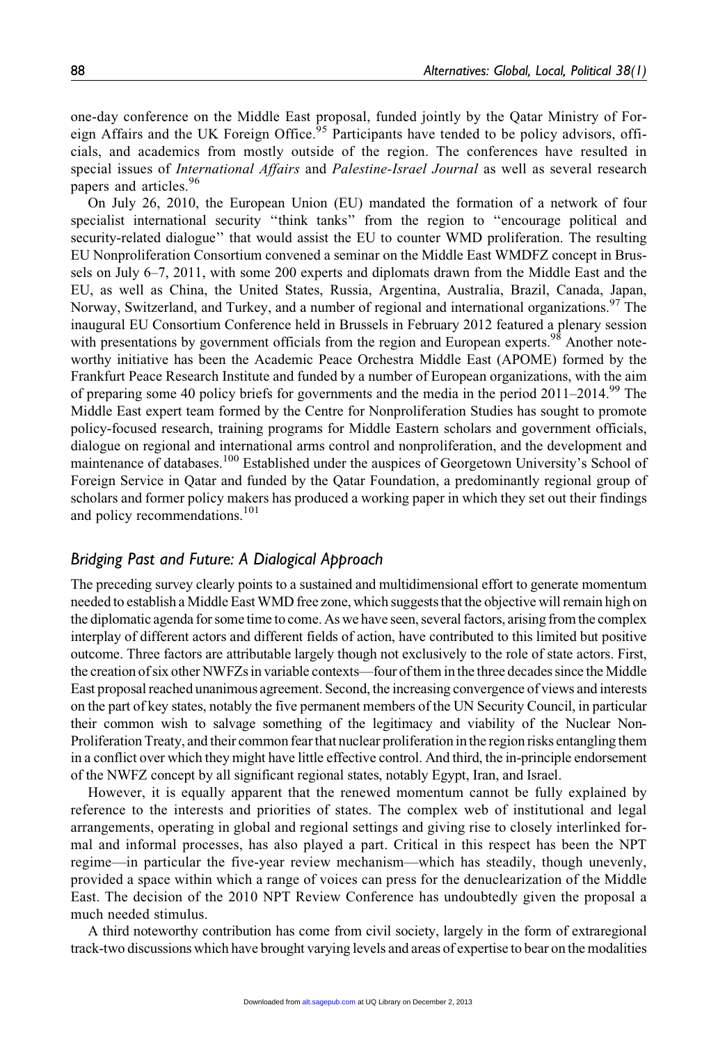one-day conference on the Middle East proposal, funded jointly by the Qatar Ministry of Foreign Affairs and the UK Foreign Office.[95] Participants have tended to be policy advisors, officials, and academics from mostly outside of the region. The conferences have resulted in special issues of *International Affairs* and *Palestine-Israel Journal* as well as several research papers and articles.[96]

On July 26, 2010, the European Union (EU) mandated the formation of a network of four specialist international security ''think tanks'' from the region to ''encourage political and security-related dialogue'' that would assist the EU to counter WMD proliferation. The resulting EU Nonproliferation Consortium convened a seminar on the Middle East WMDFZ concept in Brussels on July 6–7, 2011, with some 200 experts and diplomats drawn from the Middle East and the EU, as well as China, the United States, Russia, Argentina, Australia, Brazil, Canada, Japan, Norway, Switzerland, and Turkey, and a number of regional and international organizations.[97] The inaugural EU Consortium Conference held in Brussels in February 2012 featured a plenary session with presentations by government officials from the region and European experts.[98] Another noteworthy initiative has been the Academic Peace Orchestra Middle East (APOME) formed by the Frankfurt Peace Research Institute and funded by a number of European organizations, with the aim of preparing some 40 policy briefs for governments and the media in the period 2011–2014.[99] The Middle East expert team formed by the Centre for Nonproliferation Studies has sought to promote policy-focused research, training programs for Middle Eastern scholars and government officials, dialogue on regional and international arms control and nonproliferation, and the development and maintenance of databases.[100] Established under the auspices of Georgetown University's School of Foreign Service in Qatar and funded by the Qatar Foundation, a predominantly regional group of scholars and former policy makers has produced a working paper in which they set out their findings and policy recommendations.[101]

## *Bridging Past and Future: A Dialogical Approach*

The preceding survey clearly points to a sustained and multidimensional effort to generate momentum needed to establish a Middle East WMD free zone, which suggests that the objective will remain high on the diplomatic agenda for some time to come. As we have seen, several factors, arising from the complex interplay of different actors and different fields of action, have contributed to this limited but positive outcome. Three factors are attributable largely though not exclusively to the role of state actors. First, the creation of six other NWFZs in variable contexts—four of them in the three decades since the Middle East proposal reached unanimous agreement. Second, the increasing convergence of views and interests on the part of key states, notably the five permanent members of the UN Security Council, in particular their common wish to salvage something of the legitimacy and viability of the Nuclear Non-Proliferation Treaty, and their common fear that nuclear proliferation in the region risks entangling them in a conflict over which they might have little effective control. And third, the in-principle endorsement of the NWFZ concept by all significant regional states, notably Egypt, Iran, and Israel.

However, it is equally apparent that the renewed momentum cannot be fully explained by reference to the interests and priorities of states. The complex web of institutional and legal arrangements, operating in global and regional settings and giving rise to closely interlinked formal and informal processes, has also played a part. Critical in this respect has been the NPT regime—in particular the five-year review mechanism—which has steadily, though unevenly, provided a space within which a range of voices can press for the denuclearization of the Middle East. The decision of the 2010 NPT Review Conference has undoubtedly given the proposal a much needed stimulus.

A third noteworthy contribution has come from civil society, largely in the form of extraregional track-two discussions which have brought varying levels and areas of expertise to bear on the modalities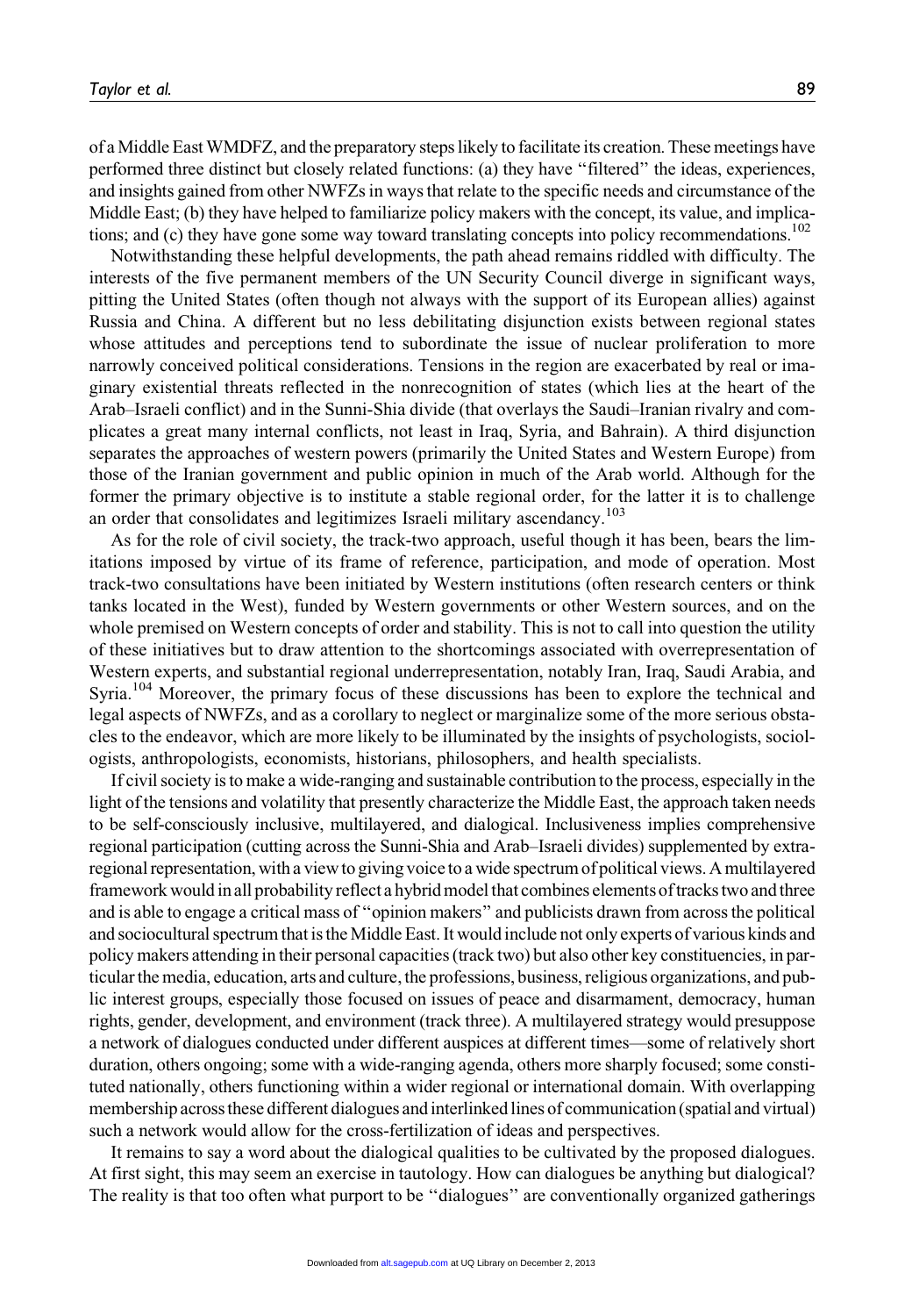of a Middle East WMDFZ, and the preparatory steps likely to facilitate its creation. These meetings have performed three distinct but closely related functions: (a) they have "filtered" the ideas, experiences, and insights gained from other NWFZs in ways that relate to the specific needs and circumstance of the Middle East; (b) they have helped to familiarize policy makers with the concept, its value, and implications; and (c) they have gone some way toward translating concepts into policy recommendations.[102]

Notwithstanding these helpful developments, the path ahead remains riddled with difficulty. The interests of the five permanent members of the UN Security Council diverge in significant ways, pitting the United States (often though not always with the support of its European allies) against Russia and China. A different but no less debilitating disjunction exists between regional states whose attitudes and perceptions tend to subordinate the issue of nuclear proliferation to more narrowly conceived political considerations. Tensions in the region are exacerbated by real or imaginary existential threats reflected in the nonrecognition of states (which lies at the heart of the Arab–Israeli conflict) and in the Sunni-Shia divide (that overlays the Saudi–Iranian rivalry and complicates a great many internal conflicts, not least in Iraq, Syria, and Bahrain). A third disjunction separates the approaches of western powers (primarily the United States and Western Europe) from those of the Iranian government and public opinion in much of the Arab world. Although for the former the primary objective is to institute a stable regional order, for the latter it is to challenge an order that consolidates and legitimizes Israeli military ascendancy.[103]

As for the role of civil society, the track-two approach, useful though it has been, bears the limitations imposed by virtue of its frame of reference, participation, and mode of operation. Most track-two consultations have been initiated by Western institutions (often research centers or think tanks located in the West), funded by Western governments or other Western sources, and on the whole premised on Western concepts of order and stability. This is not to call into question the utility of these initiatives but to draw attention to the shortcomings associated with overrepresentation of Western experts, and substantial regional underrepresentation, notably Iran, Iraq, Saudi Arabia, and Syria.[104] Moreover, the primary focus of these discussions has been to explore the technical and legal aspects of NWFZs, and as a corollary to neglect or marginalize some of the more serious obstacles to the endeavor, which are more likely to be illuminated by the insights of psychologists, sociologists, anthropologists, economists, historians, philosophers, and health specialists.

If civil society is to make a wide-ranging and sustainable contribution to the process, especially in the light of the tensions and volatility that presently characterize the Middle East, the approach taken needs to be self-consciously inclusive, multilayered, and dialogical. Inclusiveness implies comprehensive regional participation (cutting across the Sunni-Shia and Arab–Israeli divides) supplemented by extra-regional representation, with a view to giving voice to a wide spectrum of political views. A multilayered framework would in all probability reflect a hybrid model that combines elements of tracks two and three and is able to engage a critical mass of "opinion makers" and publicists drawn from across the political and sociocultural spectrum that is the Middle East. It would include not only experts of various kinds and policy makers attending in their personal capacities (track two) but also other key constituencies, in particular the media, education, arts and culture, the professions, business, religious organizations, and public interest groups, especially those focused on issues of peace and disarmament, democracy, human rights, gender, development, and environment (track three). A multilayered strategy would presuppose a network of dialogues conducted under different auspices at different times—some of relatively short duration, others ongoing; some with a wide-ranging agenda, others more sharply focused; some constituted nationally, others functioning within a wider regional or international domain. With overlapping membership across these different dialogues and interlinked lines of communication (spatial and virtual) such a network would allow for the cross-fertilization of ideas and perspectives.

It remains to say a word about the dialogical qualities to be cultivated by the proposed dialogues. At first sight, this may seem an exercise in tautology. How can dialogues be anything but dialogical? The reality is that too often what purport to be "dialogues" are conventionally organized gatherings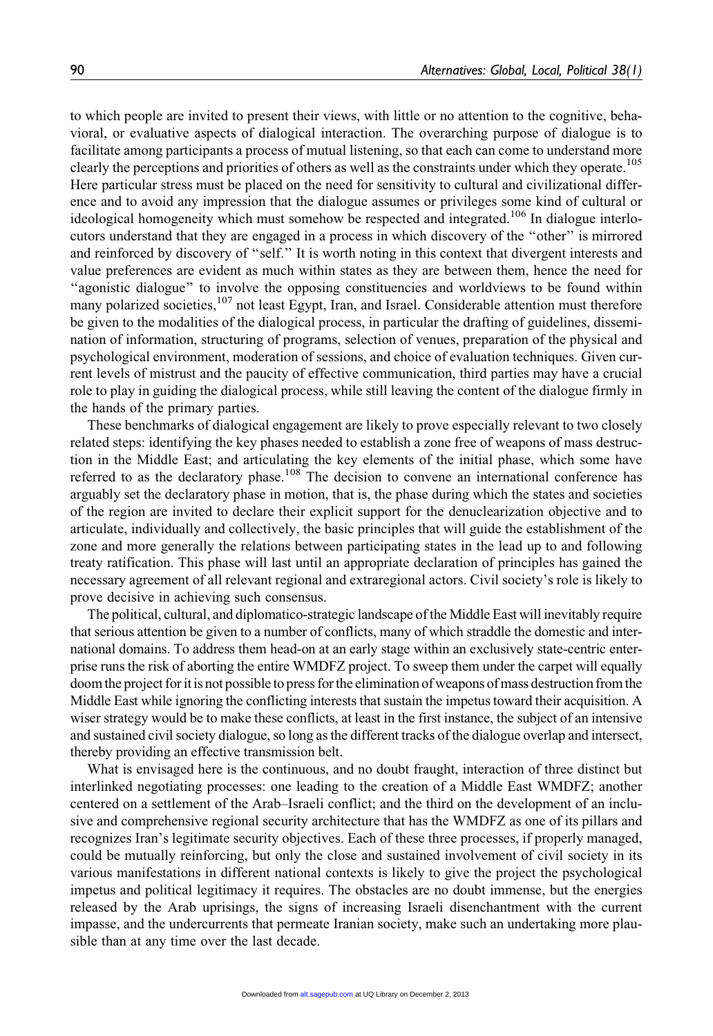to which people are invited to present their views, with little or no attention to the cognitive, behavioral, or evaluative aspects of dialogical interaction. The overarching purpose of dialogue is to facilitate among participants a process of mutual listening, so that each can come to understand more clearly the perceptions and priorities of others as well as the constraints under which they operate.[105] Here particular stress must be placed on the need for sensitivity to cultural and civilizational difference and to avoid any impression that the dialogue assumes or privileges some kind of cultural or ideological homogeneity which must somehow be respected and integrated.[106] In dialogue interlocutors understand that they are engaged in a process in which discovery of the "other" is mirrored and reinforced by discovery of "self." It is worth noting in this context that divergent interests and value preferences are evident as much within states as they are between them, hence the need for "agonistic dialogue" to involve the opposing constituencies and worldviews to be found within many polarized societies,[107] not least Egypt, Iran, and Israel. Considerable attention must therefore be given to the modalities of the dialogical process, in particular the drafting of guidelines, dissemination of information, structuring of programs, selection of venues, preparation of the physical and psychological environment, moderation of sessions, and choice of evaluation techniques. Given current levels of mistrust and the paucity of effective communication, third parties may have a crucial role to play in guiding the dialogical process, while still leaving the content of the dialogue firmly in the hands of the primary parties.

These benchmarks of dialogical engagement are likely to prove especially relevant to two closely related steps: identifying the key phases needed to establish a zone free of weapons of mass destruction in the Middle East; and articulating the key elements of the initial phase, which some have referred to as the declaratory phase.[108] The decision to convene an international conference has arguably set the declaratory phase in motion, that is, the phase during which the states and societies of the region are invited to declare their explicit support for the denuclearization objective and to articulate, individually and collectively, the basic principles that will guide the establishment of the zone and more generally the relations between participating states in the lead up to and following treaty ratification. This phase will last until an appropriate declaration of principles has gained the necessary agreement of all relevant regional and extraregional actors. Civil society's role is likely to prove decisive in achieving such consensus.

The political, cultural, and diplomatico-strategic landscape of the Middle East will inevitably require that serious attention be given to a number of conflicts, many of which straddle the domestic and international domains. To address them head-on at an early stage within an exclusively state-centric enterprise runs the risk of aborting the entire WMDFZ project. To sweep them under the carpet will equally doom the project for it is not possible to press for the elimination of weapons of mass destruction from the Middle East while ignoring the conflicting interests that sustain the impetus toward their acquisition. A wiser strategy would be to make these conflicts, at least in the first instance, the subject of an intensive and sustained civil society dialogue, so long as the different tracks of the dialogue overlap and intersect, thereby providing an effective transmission belt.

What is envisaged here is the continuous, and no doubt fraught, interaction of three distinct but interlinked negotiating processes: one leading to the creation of a Middle East WMDFZ; another centered on a settlement of the Arab–Israeli conflict; and the third on the development of an inclusive and comprehensive regional security architecture that has the WMDFZ as one of its pillars and recognizes Iran's legitimate security objectives. Each of these three processes, if properly managed, could be mutually reinforcing, but only the close and sustained involvement of civil society in its various manifestations in different national contexts is likely to give the project the psychological impetus and political legitimacy it requires. The obstacles are no doubt immense, but the energies released by the Arab uprisings, the signs of increasing Israeli disenchantment with the current impasse, and the undercurrents that permeate Iranian society, make such an undertaking more plausible than at any time over the last decade.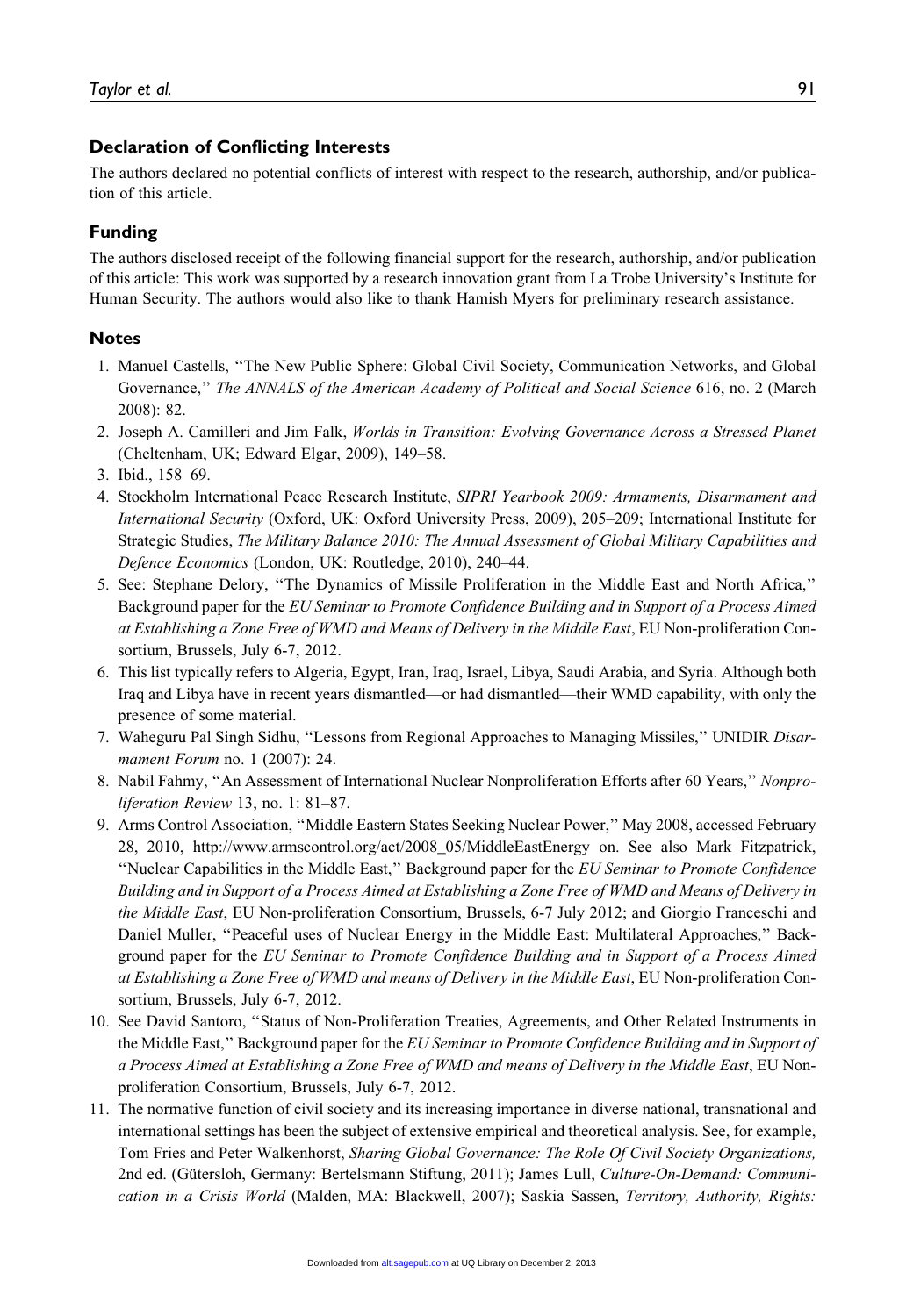## Declaration of Conflicting Interests

The authors declared no potential conflicts of interest with respect to the research, authorship, and/or publication of this article.

## Funding

The authors disclosed receipt of the following financial support for the research, authorship, and/or publication of this article: This work was supported by a research innovation grant from La Trobe University's Institute for Human Security. The authors would also like to thank Hamish Myers for preliminary research assistance.

## Notes

1. Manuel Castells, ''The New Public Sphere: Global Civil Society, Communication Networks, and Global Governance,'' *The ANNALS of the American Academy of Political and Social Science* 616, no. 2 (March 2008): 82.
2. Joseph A. Camilleri and Jim Falk, *Worlds in Transition: Evolving Governance Across a Stressed Planet* (Cheltenham, UK; Edward Elgar, 2009), 149–58.
3. Ibid., 158–69.
4. Stockholm International Peace Research Institute, *SIPRI Yearbook 2009: Armaments, Disarmament and International Security* (Oxford, UK: Oxford University Press, 2009), 205–209; International Institute for Strategic Studies, *The Military Balance 2010: The Annual Assessment of Global Military Capabilities and Defence Economics* (London, UK: Routledge, 2010), 240–44.
5. See: Stephane Delory, ''The Dynamics of Missile Proliferation in the Middle East and North Africa,'' Background paper for the *EU Seminar to Promote Confidence Building and in Support of a Process Aimed at Establishing a Zone Free of WMD and Means of Delivery in the Middle East*, EU Non-proliferation Consortium, Brussels, July 6-7, 2012.
6. This list typically refers to Algeria, Egypt, Iran, Iraq, Israel, Libya, Saudi Arabia, and Syria. Although both Iraq and Libya have in recent years dismantled—or had dismantled—their WMD capability, with only the presence of some material.
7. Waheguru Pal Singh Sidhu, ''Lessons from Regional Approaches to Managing Missiles,'' UNIDIR *Disarmament Forum* no. 1 (2007): 24.
8. Nabil Fahmy, ''An Assessment of International Nuclear Nonproliferation Efforts after 60 Years,'' *Nonproliferation Review* 13, no. 1: 81–87.
9. Arms Control Association, ''Middle Eastern States Seeking Nuclear Power,'' May 2008, accessed February 28, 2010, http://www.armscontrol.org/act/2008_05/MiddleEastEnergy on. See also Mark Fitzpatrick, ''Nuclear Capabilities in the Middle East,'' Background paper for the *EU Seminar to Promote Confidence Building and in Support of a Process Aimed at Establishing a Zone Free of WMD and Means of Delivery in the Middle East*, EU Non-proliferation Consortium, Brussels, 6-7 July 2012; and Giorgio Franceschi and Daniel Muller, ''Peaceful uses of Nuclear Energy in the Middle East: Multilateral Approaches,'' Background paper for the *EU Seminar to Promote Confidence Building and in Support of a Process Aimed at Establishing a Zone Free of WMD and means of Delivery in the Middle East*, EU Non-proliferation Consortium, Brussels, July 6-7, 2012.
10. See David Santoro, ''Status of Non-Proliferation Treaties, Agreements, and Other Related Instruments in the Middle East,'' Background paper for the *EU Seminar to Promote Confidence Building and in Support of a Process Aimed at Establishing a Zone Free of WMD and means of Delivery in the Middle East*, EU Non-proliferation Consortium, Brussels, July 6-7, 2012.
11. The normative function of civil society and its increasing importance in diverse national, transnational and international settings has been the subject of extensive empirical and theoretical analysis. See, for example, Tom Fries and Peter Walkenhorst, *Sharing Global Governance: The Role Of Civil Society Organizations,* 2nd ed. (Gütersloh, Germany: Bertelsmann Stiftung, 2011); James Lull, *Culture-On-Demand: Communication in a Crisis World* (Malden, MA: Blackwell, 2007); Saskia Sassen, *Territory, Authority, Rights:*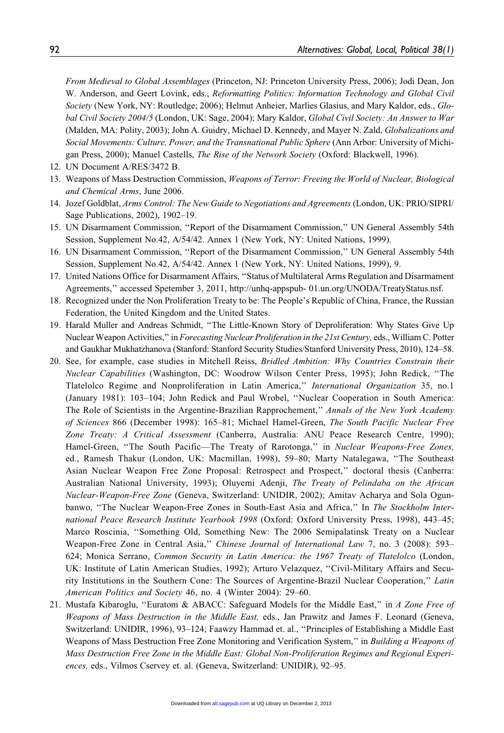*From Medieval to Global Assemblages* (Princeton, NJ: Princeton University Press, 2006); Jodi Dean, Jon W. Anderson, and Geert Lovink, eds., *Reformatting Politics: Information Technology and Global Civil Society* (New York, NY: Routledge; 2006); Helmut Anheier, Marlies Glasius, and Mary Kaldor, eds., *Global Civil Society 2004/5* (London, UK: Sage, 2004); Mary Kaldor, *Global Civil Society: An Answer to War* (Malden, MA: Polity, 2003); John A. Guidry, Michael D. Kennedy, and Mayer N. Zald, *Globalizations and Social Movements: Culture, Power, and the Transnational Public Sphere* (Ann Arbor: University of Michigan Press, 2000); Manuel Castells, *The Rise of the Network Society* (Oxford: Blackwell, 1996).

12. UN Document A/RES/3472 B.
13. Weapons of Mass Destruction Commission, *Weapons of Terror: Freeing the World of Nuclear, Biological and Chemical Arms*, June 2006.
14. Jozef Goldblat, *Arms Control: The New Guide to Negotiations and Agreements* (London, UK: PRIO/SIPRI/Sage Publications, 2002), 1902–19.
15. UN Disarmament Commission, ''Report of the Disarmament Commission,'' UN General Assembly 54th Session, Supplement No.42, A/54/42. Annex 1 (New York, NY: United Nations, 1999).
16. UN Disarmament Commission, ''Report of the Disarmament Commission,'' UN General Assembly 54th Session, Supplement No.42, A/54/42. Annex 1 (New York, NY: United Nations, 1999), 9.
17. United Nations Office for Disarmament Affairs, ''Status of Multilateral Arms Regulation and Disarmament Agreements,'' accessed Spetember 3, 2011, http://unhq-appspub- 01.un.org/UNODA/TreatyStatus.nsf.
18. Recognized under the Non Proliferation Treaty to be: The People's Republic of China, France, the Russian Federation, the United Kingdom and the United States.
19. Harald Muller and Andreas Schmidt, ''The Little-Known Story of Deproliferation: Why States Give Up Nuclear Weapon Activities,'' in *Forecasting Nuclear Proliferation in the 21st Century,* eds., William C. Potter and Gaukhar Mukhatzhanova (Stanford: Stanford Security Studies/Stanford University Press, 2010), 124–58.
20. See, for example, case studies in Mitchell Reiss, *Bridled Ambition: Why Countries Constrain their Nuclear Capabilities* (Washington, DC: Woodrow Wilson Center Press, 1995); John Redick, ''The Tlatelolco Regime and Nonproliferation in Latin America,'' *International Organization* 35, no.1 (January 1981): 103–104; John Redick and Paul Wrobel, ''Nuclear Cooperation in South America: The Role of Scientists in the Argentine-Brazilian Rapprochement,'' *Annals of the New York Academy of Sciences* 866 (December 1998): 165–81; Michael Hamel-Green, *The South Pacific Nuclear Free Zone Treaty: A Critical Assessment* (Canberra, Australia: ANU Peace Research Centre, 1990); Hamel-Green, ''The South Pacific—The Treaty of Rarotonga,'' in *Nuclear Weapons-Free Zones,* ed., Ramesh Thakur (London, UK: Macmillan, 1998), 59–80; Marty Natalegawa, ''The Southeast Asian Nuclear Weapon Free Zone Proposal: Retrospect and Prospect,'' doctoral thesis (Canberra: Australian National University, 1993); Oluyemi Adenji, *The Treaty of Pelindaba on the African Nuclear-Weapon-Free Zone* (Geneva, Switzerland: UNIDIR, 2002); Amitav Acharya and Sola Ogunbanwo, ''The Nuclear Weapon-Free Zones in South-East Asia and Africa,'' In *The Stockholm International Peace Research Institute Yearbook 1998* (Oxford: Oxford University Press, 1998), 443–45; Marco Roscinia, ''Something Old, Something New: The 2006 Semipalatinsk Treaty on a Nuclear Weapon-Free Zone in Central Asia,'' *Chinese Journal of International Law* 7, no. 3 (2008): 593–624; Monica Serrano, *Common Security in Latin America: the 1967 Treaty of Tlatelolco* (London, UK: Institute of Latin American Studies, 1992); Arturo Velazquez, ''Civil-Military Affairs and Security Institutions in the Southern Cone: The Sources of Argentine-Brazil Nuclear Cooperation,'' *Latin American Politics and Society* 46, no. 4 (Winter 2004): 29–60.
21. Mustafa Kibaroglu, ''Euratom & ABACC: Safeguard Models for the Middle East,'' in *A Zone Free of Weapons of Mass Destruction in the Middle East,* eds., Jan Prawitz and James F. Leonard (Geneva, Switzerland: UNIDIR, 1996), 93–124; Faawzy Hammad et. al., ''Principles of Establishing a Middle East Weapons of Mass Destruction Free Zone Monitoring and Verification System,'' in *Building a Weapons of Mass Destruction Free Zone in the Middle East: Global Non-Proliferation Regimes and Regional Experiences,* eds., Vilmos Cservey et. al. (Geneva, Switzerland: UNIDIR), 92–95.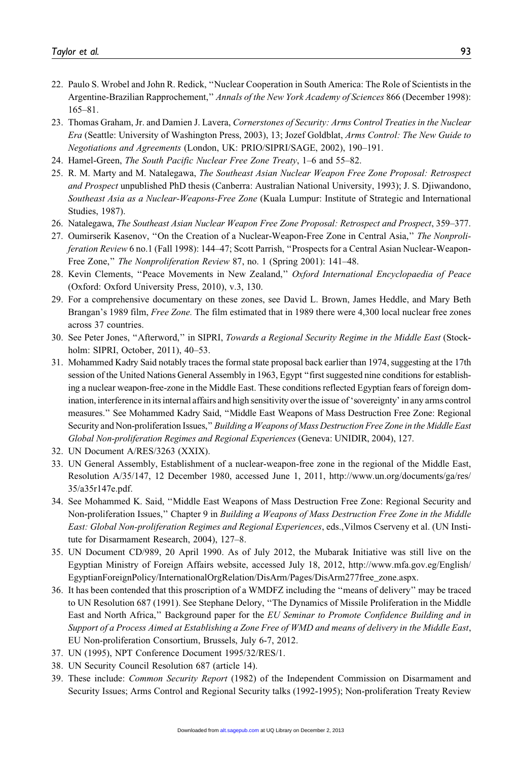22. Paulo S. Wrobel and John R. Redick, ''Nuclear Cooperation in South America: The Role of Scientists in the Argentine-Brazilian Rapprochement,'' *Annals of the New York Academy of Sciences* 866 (December 1998): 165–81.
23. Thomas Graham, Jr. and Damien J. Lavera, *Cornerstones of Security: Arms Control Treaties in the Nuclear Era* (Seattle: University of Washington Press, 2003), 13; Jozef Goldblat, *Arms Control: The New Guide to Negotiations and Agreements* (London, UK: PRIO/SIPRI/SAGE, 2002), 190–191.
24. Hamel-Green, *The South Pacific Nuclear Free Zone Treaty*, 1–6 and 55–82.
25. R. M. Marty and M. Natalegawa, *The Southeast Asian Nuclear Weapon Free Zone Proposal: Retrospect and Prospect* unpublished PhD thesis (Canberra: Australian National University, 1993); J. S. Djiwandono, *Southeast Asia as a Nuclear-Weapons-Free Zone* (Kuala Lumpur: Institute of Strategic and International Studies, 1987).
26. Natalegawa, *The Southeast Asian Nuclear Weapon Free Zone Proposal: Retrospect and Prospect*, 359–377.
27. Oumirserik Kasenov, ''On the Creation of a Nuclear-Weapon-Free Zone in Central Asia,'' *The Nonproliferation Review* 6 no.1 (Fall 1998): 144–47; Scott Parrish, ''Prospects for a Central Asian Nuclear-Weapon-Free Zone,'' *The Nonproliferation Review* 87, no. 1 (Spring 2001): 141–48.
28. Kevin Clements, ''Peace Movements in New Zealand,'' *Oxford International Encyclopaedia of Peace* (Oxford: Oxford University Press, 2010), v.3, 130.
29. For a comprehensive documentary on these zones, see David L. Brown, James Heddle, and Mary Beth Brangan's 1989 film, *Free Zone.* The film estimated that in 1989 there were 4,300 local nuclear free zones across 37 countries.
30. See Peter Jones, ''Afterword,'' in SIPRI, *Towards a Regional Security Regime in the Middle East* (Stockholm: SIPRI, October, 2011), 40–53.
31. Mohammed Kadry Said notably traces the formal state proposal back earlier than 1974, suggesting at the 17th session of the United Nations General Assembly in 1963, Egypt ''first suggested nine conditions for establishing a nuclear weapon-free-zone in the Middle East. These conditions reflected Egyptian fears of foreign domination, interference in its internal affairs and high sensitivity over the issue of 'sovereignty' in any arms control measures.'' See Mohammed Kadry Said, ''Middle East Weapons of Mass Destruction Free Zone: Regional Security and Non-proliferation Issues,'' *Building a Weapons of Mass Destruction Free Zone in the Middle East Global Non-proliferation Regimes and Regional Experiences* (Geneva: UNIDIR, 2004), 127.
32. UN Document A/RES/3263 (XXIX).
33. UN General Assembly, Establishment of a nuclear-weapon-free zone in the regional of the Middle East, Resolution A/35/147, 12 December 1980, accessed June 1, 2011, http://www.un.org/documents/ga/res/35/a35r147e.pdf.
34. See Mohammed K. Said, ''Middle East Weapons of Mass Destruction Free Zone: Regional Security and Non-proliferation Issues,'' Chapter 9 in *Building a Weapons of Mass Destruction Free Zone in the Middle East: Global Non-proliferation Regimes and Regional Experiences*, eds.,Vilmos Cserveny et al. (UN Institute for Disarmament Research, 2004), 127–8.
35. UN Document CD/989, 20 April 1990. As of July 2012, the Mubarak Initiative was still live on the Egyptian Ministry of Foreign Affairs website, accessed July 18, 2012, http://www.mfa.gov.eg/English/EgyptianForeignPolicy/InternationalOrgRelation/DisArm/Pages/DisArm277free_zone.aspx.
36. It has been contended that this proscription of a WMDFZ including the ''means of delivery'' may be traced to UN Resolution 687 (1991). See Stephane Delory, ''The Dynamics of Missile Proliferation in the Middle East and North Africa,'' Background paper for the *EU Seminar to Promote Confidence Building and in Support of a Process Aimed at Establishing a Zone Free of WMD and means of delivery in the Middle East*, EU Non-proliferation Consortium, Brussels, July 6-7, 2012.
37. UN (1995), NPT Conference Document 1995/32/RES/1.
38. UN Security Council Resolution 687 (article 14).
39. These include: *Common Security Report* (1982) of the Independent Commission on Disarmament and Security Issues; Arms Control and Regional Security talks (1992-1995); Non-proliferation Treaty Review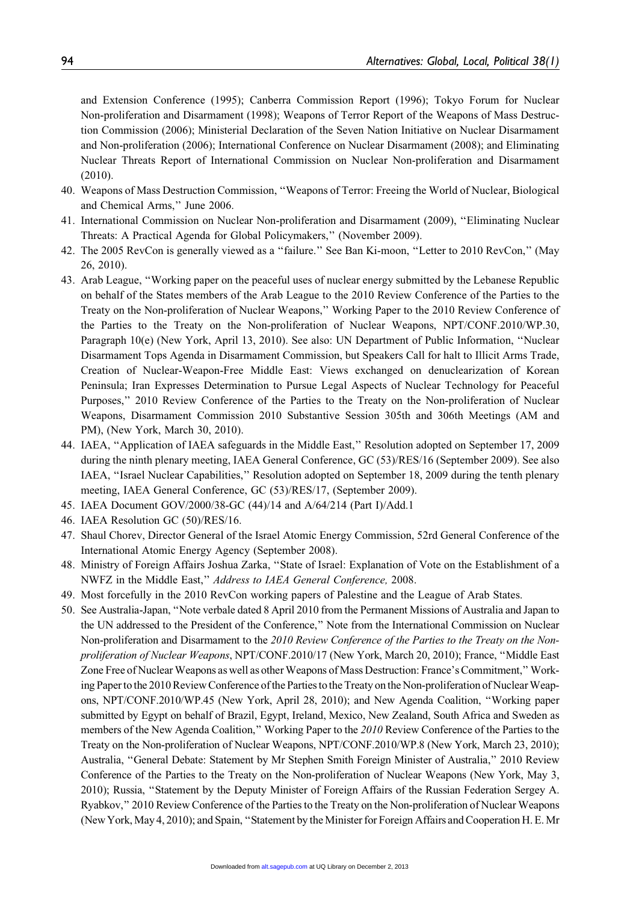and Extension Conference (1995); Canberra Commission Report (1996); Tokyo Forum for Nuclear Non-proliferation and Disarmament (1998); Weapons of Terror Report of the Weapons of Mass Destruction Commission (2006); Ministerial Declaration of the Seven Nation Initiative on Nuclear Disarmament and Non-proliferation (2006); International Conference on Nuclear Disarmament (2008); and Eliminating Nuclear Threats Report of International Commission on Nuclear Non-proliferation and Disarmament (2010).

40. Weapons of Mass Destruction Commission, ''Weapons of Terror: Freeing the World of Nuclear, Biological and Chemical Arms,'' June 2006.
41. International Commission on Nuclear Non-proliferation and Disarmament (2009), ''Eliminating Nuclear Threats: A Practical Agenda for Global Policymakers,'' (November 2009).
42. The 2005 RevCon is generally viewed as a ''failure.'' See Ban Ki-moon, ''Letter to 2010 RevCon,'' (May 26, 2010).
43. Arab League, ''Working paper on the peaceful uses of nuclear energy submitted by the Lebanese Republic on behalf of the States members of the Arab League to the 2010 Review Conference of the Parties to the Treaty on the Non-proliferation of Nuclear Weapons,'' Working Paper to the 2010 Review Conference of the Parties to the Treaty on the Non-proliferation of Nuclear Weapons, NPT/CONF.2010/WP.30, Paragraph 10(e) (New York, April 13, 2010). See also: UN Department of Public Information, ''Nuclear Disarmament Tops Agenda in Disarmament Commission, but Speakers Call for halt to Illicit Arms Trade, Creation of Nuclear-Weapon-Free Middle East: Views exchanged on denuclearization of Korean Peninsula; Iran Expresses Determination to Pursue Legal Aspects of Nuclear Technology for Peaceful Purposes,'' 2010 Review Conference of the Parties to the Treaty on the Non-proliferation of Nuclear Weapons, Disarmament Commission 2010 Substantive Session 305th and 306th Meetings (AM and PM), (New York, March 30, 2010).
44. IAEA, ''Application of IAEA safeguards in the Middle East,'' Resolution adopted on September 17, 2009 during the ninth plenary meeting, IAEA General Conference, GC (53)/RES/16 (September 2009). See also IAEA, ''Israel Nuclear Capabilities,'' Resolution adopted on September 18, 2009 during the tenth plenary meeting, IAEA General Conference, GC (53)/RES/17, (September 2009).
45. IAEA Document GOV/2000/38-GC (44)/14 and A/64/214 (Part I)/Add.1
46. IAEA Resolution GC (50)/RES/16.
47. Shaul Chorev, Director General of the Israel Atomic Energy Commission, 52rd General Conference of the International Atomic Energy Agency (September 2008).
48. Ministry of Foreign Affairs Joshua Zarka, ''State of Israel: Explanation of Vote on the Establishment of a NWFZ in the Middle East,'' *Address to IAEA General Conference,* 2008.
49. Most forcefully in the 2010 RevCon working papers of Palestine and the League of Arab States.
50. See Australia-Japan, ''Note verbale dated 8 April 2010 from the Permanent Missions of Australia and Japan to the UN addressed to the President of the Conference,'' Note from the International Commission on Nuclear Non-proliferation and Disarmament to the *2010 Review Conference of the Parties to the Treaty on the Non-proliferation of Nuclear Weapons*, NPT/CONF.2010/17 (New York, March 20, 2010); France, ''Middle East Zone Free of Nuclear Weapons as well as other Weapons of Mass Destruction: France's Commitment,'' Working Paper to the 2010 Review Conference of the Parties to the Treaty on the Non-proliferation of Nuclear Weapons, NPT/CONF.2010/WP.45 (New York, April 28, 2010); and New Agenda Coalition, ''Working paper submitted by Egypt on behalf of Brazil, Egypt, Ireland, Mexico, New Zealand, South Africa and Sweden as members of the New Agenda Coalition,'' Working Paper to the *2010* Review Conference of the Parties to the Treaty on the Non-proliferation of Nuclear Weapons, NPT/CONF.2010/WP.8 (New York, March 23, 2010); Australia, ''General Debate: Statement by Mr Stephen Smith Foreign Minister of Australia,'' 2010 Review Conference of the Parties to the Treaty on the Non-proliferation of Nuclear Weapons (New York, May 3, 2010); Russia, ''Statement by the Deputy Minister of Foreign Affairs of the Russian Federation Sergey A. Ryabkov,'' 2010 Review Conference of the Parties to the Treaty on the Non-proliferation of Nuclear Weapons (New York, May 4, 2010); and Spain, ''Statement by the Minister for Foreign Affairs and Cooperation H. E. Mr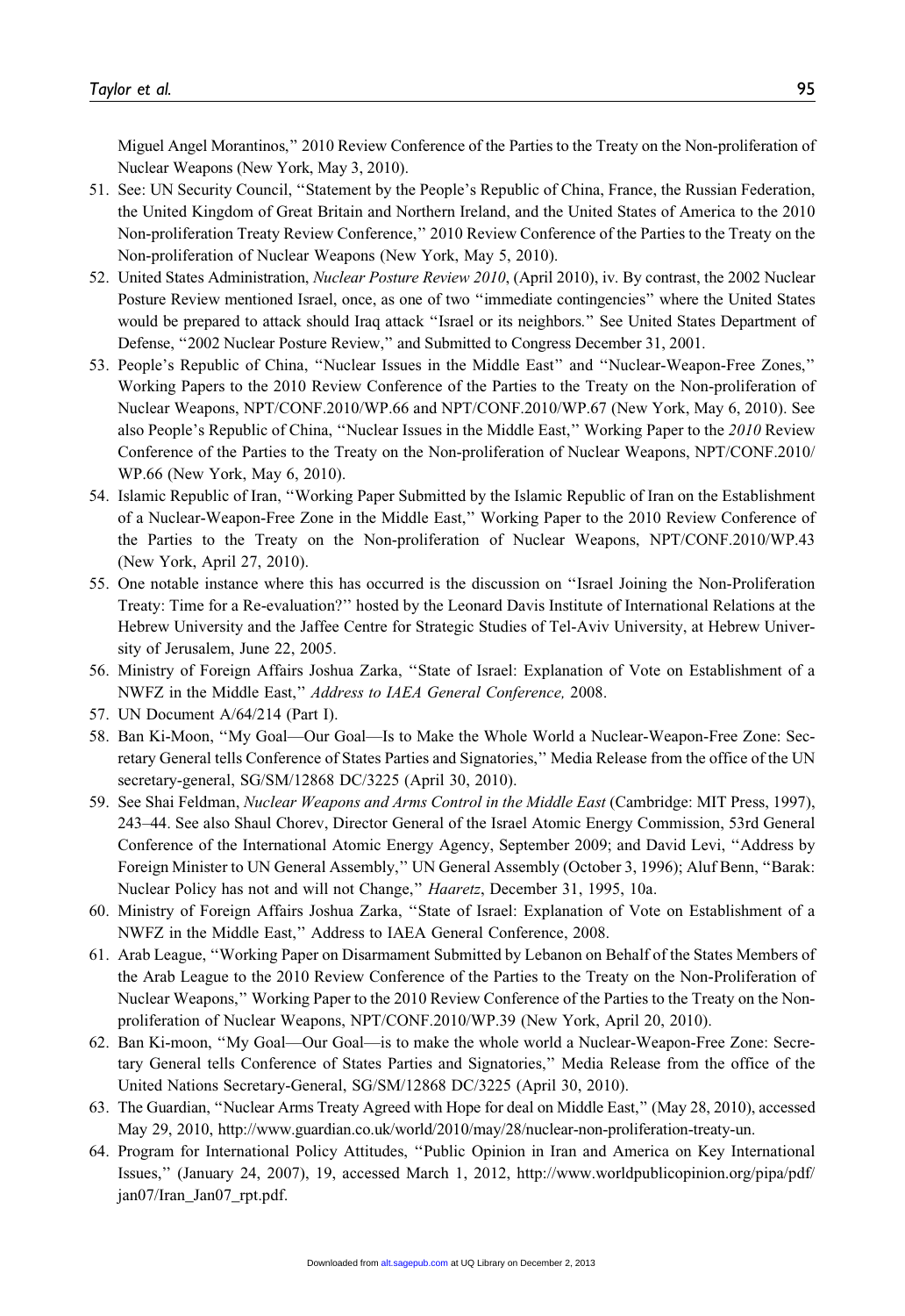Miguel Angel Morantinos,'' 2010 Review Conference of the Parties to the Treaty on the Non-proliferation of Nuclear Weapons (New York, May 3, 2010).

51. See: UN Security Council, ''Statement by the People's Republic of China, France, the Russian Federation, the United Kingdom of Great Britain and Northern Ireland, and the United States of America to the 2010 Non-proliferation Treaty Review Conference,'' 2010 Review Conference of the Parties to the Treaty on the Non-proliferation of Nuclear Weapons (New York, May 5, 2010).
52. United States Administration, *Nuclear Posture Review 2010*, (April 2010), iv. By contrast, the 2002 Nuclear Posture Review mentioned Israel, once, as one of two ''immediate contingencies'' where the United States would be prepared to attack should Iraq attack ''Israel or its neighbors.'' See United States Department of Defense, ''2002 Nuclear Posture Review,'' and Submitted to Congress December 31, 2001.
53. People's Republic of China, ''Nuclear Issues in the Middle East'' and ''Nuclear-Weapon-Free Zones,'' Working Papers to the 2010 Review Conference of the Parties to the Treaty on the Non-proliferation of Nuclear Weapons, NPT/CONF.2010/WP.66 and NPT/CONF.2010/WP.67 (New York, May 6, 2010). See also People's Republic of China, ''Nuclear Issues in the Middle East,'' Working Paper to the *2010* Review Conference of the Parties to the Treaty on the Non-proliferation of Nuclear Weapons, NPT/CONF.2010/WP.66 (New York, May 6, 2010).
54. Islamic Republic of Iran, ''Working Paper Submitted by the Islamic Republic of Iran on the Establishment of a Nuclear-Weapon-Free Zone in the Middle East,'' Working Paper to the 2010 Review Conference of the Parties to the Treaty on the Non-proliferation of Nuclear Weapons, NPT/CONF.2010/WP.43 (New York, April 27, 2010).
55. One notable instance where this has occurred is the discussion on ''Israel Joining the Non-Proliferation Treaty: Time for a Re-evaluation?'' hosted by the Leonard Davis Institute of International Relations at the Hebrew University and the Jaffee Centre for Strategic Studies of Tel-Aviv University, at Hebrew University of Jerusalem, June 22, 2005.
56. Ministry of Foreign Affairs Joshua Zarka, ''State of Israel: Explanation of Vote on Establishment of a NWFZ in the Middle East,'' *Address to IAEA General Conference,* 2008.
57. UN Document A/64/214 (Part I).
58. Ban Ki-Moon, ''My Goal—Our Goal—Is to Make the Whole World a Nuclear-Weapon-Free Zone: Secretary General tells Conference of States Parties and Signatories,'' Media Release from the office of the UN secretary-general, SG/SM/12868 DC/3225 (April 30, 2010).
59. See Shai Feldman, *Nuclear Weapons and Arms Control in the Middle East* (Cambridge: MIT Press, 1997), 243–44. See also Shaul Chorev, Director General of the Israel Atomic Energy Commission, 53rd General Conference of the International Atomic Energy Agency, September 2009; and David Levi, ''Address by Foreign Minister to UN General Assembly,'' UN General Assembly (October 3, 1996); Aluf Benn, ''Barak: Nuclear Policy has not and will not Change,'' *Haaretz*, December 31, 1995, 10a.
60. Ministry of Foreign Affairs Joshua Zarka, ''State of Israel: Explanation of Vote on Establishment of a NWFZ in the Middle East,'' Address to IAEA General Conference, 2008.
61. Arab League, ''Working Paper on Disarmament Submitted by Lebanon on Behalf of the States Members of the Arab League to the 2010 Review Conference of the Parties to the Treaty on the Non-Proliferation of Nuclear Weapons,'' Working Paper to the 2010 Review Conference of the Parties to the Treaty on the Non-proliferation of Nuclear Weapons, NPT/CONF.2010/WP.39 (New York, April 20, 2010).
62. Ban Ki-moon, ''My Goal—Our Goal—is to make the whole world a Nuclear-Weapon-Free Zone: Secretary General tells Conference of States Parties and Signatories,'' Media Release from the office of the United Nations Secretary-General, SG/SM/12868 DC/3225 (April 30, 2010).
63. The Guardian, ''Nuclear Arms Treaty Agreed with Hope for deal on Middle East,'' (May 28, 2010), accessed May 29, 2010, http://www.guardian.co.uk/world/2010/may/28/nuclear-non-proliferation-treaty-un.
64. Program for International Policy Attitudes, ''Public Opinion in Iran and America on Key International Issues,'' (January 24, 2007), 19, accessed March 1, 2012, http://www.worldpublicopinion.org/pipa/pdf/jan07/Iran_Jan07_rpt.pdf.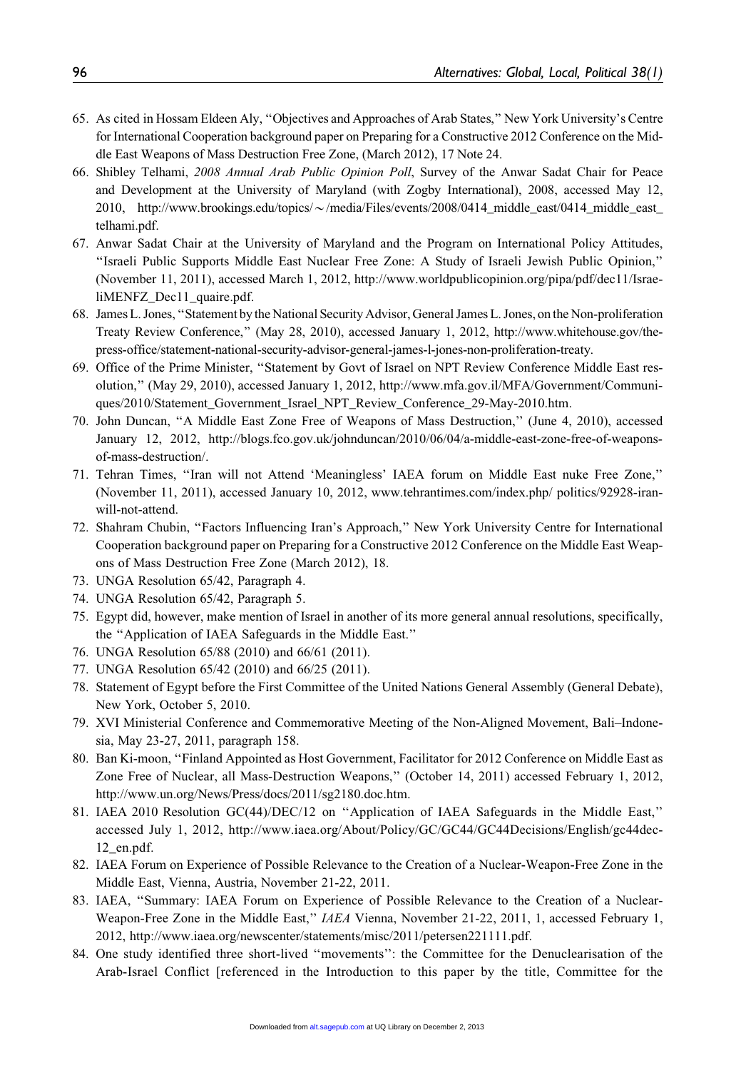65. As cited in Hossam Eldeen Aly, ''Objectives and Approaches of Arab States,'' New York University's Centre for International Cooperation background paper on Preparing for a Constructive 2012 Conference on the Middle East Weapons of Mass Destruction Free Zone, (March 2012), 17 Note 24.
66. Shibley Telhami, *2008 Annual Arab Public Opinion Poll*, Survey of the Anwar Sadat Chair for Peace and Development at the University of Maryland (with Zogby International), 2008, accessed May 12, 2010, http://www.brookings.edu/topics/~/media/Files/events/2008/0414_middle_east/0414_middle_east_telhami.pdf.
67. Anwar Sadat Chair at the University of Maryland and the Program on International Policy Attitudes, ''Israeli Public Supports Middle East Nuclear Free Zone: A Study of Israeli Jewish Public Opinion,'' (November 11, 2011), accessed March 1, 2012, http://www.worldpublicopinion.org/pipa/pdf/dec11/IsraeliMENFZ_Dec11_quaire.pdf.
68. James L. Jones, ''Statement by the National Security Advisor, General James L. Jones, on the Non-proliferation Treaty Review Conference,'' (May 28, 2010), accessed January 1, 2012, http://www.whitehouse.gov/the-press-office/statement-national-security-advisor-general-james-l-jones-non-proliferation-treaty.
69. Office of the Prime Minister, ''Statement by Govt of Israel on NPT Review Conference Middle East resolution,'' (May 29, 2010), accessed January 1, 2012, http://www.mfa.gov.il/MFA/Government/Communiques/2010/Statement_Government_Israel_NPT_Review_Conference_29-May-2010.htm.
70. John Duncan, ''A Middle East Zone Free of Weapons of Mass Destruction,'' (June 4, 2010), accessed January 12, 2012, http://blogs.fco.gov.uk/johnduncan/2010/06/04/a-middle-east-zone-free-of-weapons-of-mass-destruction/.
71. Tehran Times, ''Iran will not Attend 'Meaningless' IAEA forum on Middle East nuke Free Zone,'' (November 11, 2011), accessed January 10, 2012, www.tehrantimes.com/index.php/ politics/92928-iran-will-not-attend.
72. Shahram Chubin, ''Factors Influencing Iran's Approach,'' New York University Centre for International Cooperation background paper on Preparing for a Constructive 2012 Conference on the Middle East Weapons of Mass Destruction Free Zone (March 2012), 18.
73. UNGA Resolution 65/42, Paragraph 4.
74. UNGA Resolution 65/42, Paragraph 5.
75. Egypt did, however, make mention of Israel in another of its more general annual resolutions, specifically, the ''Application of IAEA Safeguards in the Middle East.''
76. UNGA Resolution 65/88 (2010) and 66/61 (2011).
77. UNGA Resolution 65/42 (2010) and 66/25 (2011).
78. Statement of Egypt before the First Committee of the United Nations General Assembly (General Debate), New York, October 5, 2010.
79. XVI Ministerial Conference and Commemorative Meeting of the Non-Aligned Movement, Bali–Indonesia, May 23-27, 2011, paragraph 158.
80. Ban Ki-moon, ''Finland Appointed as Host Government, Facilitator for 2012 Conference on Middle East as Zone Free of Nuclear, all Mass-Destruction Weapons,'' (October 14, 2011) accessed February 1, 2012, http://www.un.org/News/Press/docs/2011/sg2180.doc.htm.
81. IAEA 2010 Resolution GC(44)/DEC/12 on ''Application of IAEA Safeguards in the Middle East,'' accessed July 1, 2012, http://www.iaea.org/About/Policy/GC/GC44/GC44Decisions/English/gc44dec-12_en.pdf.
82. IAEA Forum on Experience of Possible Relevance to the Creation of a Nuclear-Weapon-Free Zone in the Middle East, Vienna, Austria, November 21-22, 2011.
83. IAEA, ''Summary: IAEA Forum on Experience of Possible Relevance to the Creation of a Nuclear-Weapon-Free Zone in the Middle East,'' *IAEA* Vienna, November 21-22, 2011, 1, accessed February 1, 2012, http://www.iaea.org/newscenter/statements/misc/2011/petersen221111.pdf.
84. One study identified three short-lived ''movements'': the Committee for the Denuclearisation of the Arab-Israel Conflict [referenced in the Introduction to this paper by the title, Committee for the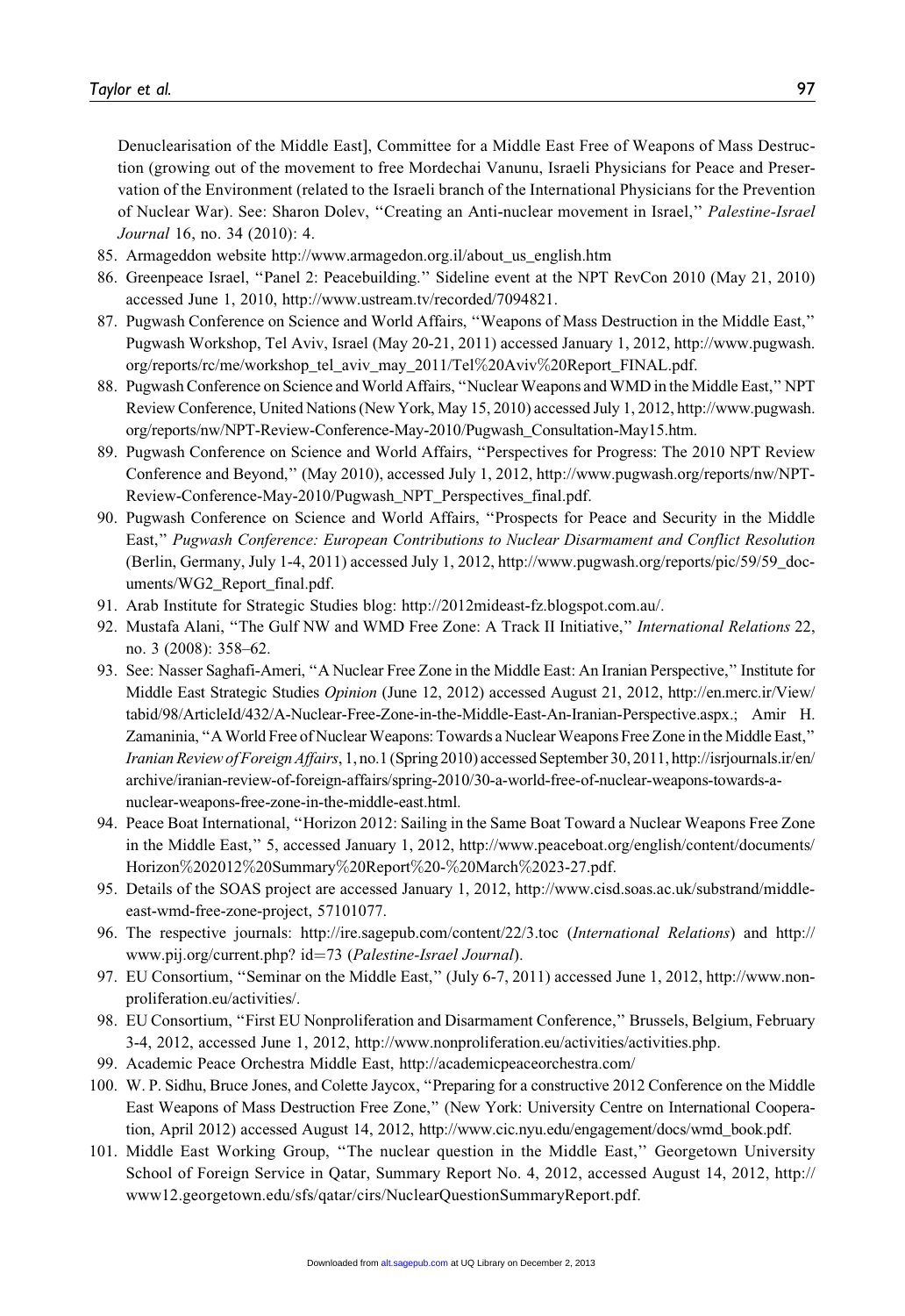Denuclearisation of the Middle East], Committee for a Middle East Free of Weapons of Mass Destruction (growing out of the movement to free Mordechai Vanunu, Israeli Physicians for Peace and Preservation of the Environment (related to the Israeli branch of the International Physicians for the Prevention of Nuclear War). See: Sharon Dolev, ''Creating an Anti-nuclear movement in Israel,'' *Palestine-Israel Journal* 16, no. 34 (2010): 4.

85. Armageddon website http://www.armagedon.org.il/about_us_english.htm
86. Greenpeace Israel, ''Panel 2: Peacebuilding.'' Sideline event at the NPT RevCon 2010 (May 21, 2010) accessed June 1, 2010, http://www.ustream.tv/recorded/7094821.
87. Pugwash Conference on Science and World Affairs, ''Weapons of Mass Destruction in the Middle East,'' Pugwash Workshop, Tel Aviv, Israel (May 20-21, 2011) accessed January 1, 2012, http://www.pugwash.org/reports/rc/me/workshop_tel_aviv_may_2011/Tel%20Aviv%20Report_FINAL.pdf.
88. Pugwash Conference on Science and World Affairs, ''Nuclear Weapons and WMD in the Middle East,'' NPT Review Conference, United Nations (New York, May 15, 2010) accessed July 1, 2012, http://www.pugwash.org/reports/nw/NPT-Review-Conference-May-2010/Pugwash_Consultation-May15.htm.
89. Pugwash Conference on Science and World Affairs, ''Perspectives for Progress: The 2010 NPT Review Conference and Beyond,'' (May 2010), accessed July 1, 2012, http://www.pugwash.org/reports/nw/NPT-Review-Conference-May-2010/Pugwash_NPT_Perspectives_final.pdf.
90. Pugwash Conference on Science and World Affairs, ''Prospects for Peace and Security in the Middle East,'' *Pugwash Conference: European Contributions to Nuclear Disarmament and Conflict Resolution* (Berlin, Germany, July 1-4, 2011) accessed July 1, 2012, http://www.pugwash.org/reports/pic/59/59_documents/WG2_Report_final.pdf.
91. Arab Institute for Strategic Studies blog: http://2012mideast-fz.blogspot.com.au/.
92. Mustafa Alani, ''The Gulf NW and WMD Free Zone: A Track II Initiative,'' *International Relations* 22, no. 3 (2008): 358–62.
93. See: Nasser Saghafi-Ameri, ''A Nuclear Free Zone in the Middle East: An Iranian Perspective,'' Institute for Middle East Strategic Studies *Opinion* (June 12, 2012) accessed August 21, 2012, http://en.merc.ir/View/tabid/98/ArticleId/432/A-Nuclear-Free-Zone-in-the-Middle-East-An-Iranian-Perspective.aspx.; Amir H. Zamaninia, ''A World Free of Nuclear Weapons: Towards a Nuclear Weapons Free Zone in the Middle East,'' *Iranian Review of Foreign Affairs*, 1, no.1 (Spring 2010) accessed September 30, 2011, http://isrjournals.ir/en/archive/iranian-review-of-foreign-affairs/spring-2010/30-a-world-free-of-nuclear-weapons-towards-a-nuclear-weapons-free-zone-in-the-middle-east.html.
94. Peace Boat International, ''Horizon 2012: Sailing in the Same Boat Toward a Nuclear Weapons Free Zone in the Middle East,'' 5, accessed January 1, 2012, http://www.peaceboat.org/english/content/documents/Horizon%202012%20Summary%20Report%20-%20March%2023-27.pdf.
95. Details of the SOAS project are accessed January 1, 2012, http://www.cisd.soas.ac.uk/substrand/middle-east-wmd-free-zone-project, 57101077.
96. The respective journals: http://ire.sagepub.com/content/22/3.toc (*International Relations*) and http://www.pij.org/current.php? id=73 (*Palestine-Israel Journal*).
97. EU Consortium, ''Seminar on the Middle East,'' (July 6-7, 2011) accessed June 1, 2012, http://www.non-proliferation.eu/activities/.
98. EU Consortium, ''First EU Nonproliferation and Disarmament Conference,'' Brussels, Belgium, February 3-4, 2012, accessed June 1, 2012, http://www.nonproliferation.eu/activities/activities.php.
99. Academic Peace Orchestra Middle East, http://academicpeaceorchestra.com/
100. W. P. Sidhu, Bruce Jones, and Colette Jaycox, ''Preparing for a constructive 2012 Conference on the Middle East Weapons of Mass Destruction Free Zone,'' (New York: University Centre on International Cooperation, April 2012) accessed August 14, 2012, http://www.cic.nyu.edu/engagement/docs/wmd_book.pdf.
101. Middle East Working Group, ''The nuclear question in the Middle East,'' Georgetown University School of Foreign Service in Qatar, Summary Report No. 4, 2012, accessed August 14, 2012, http://www12.georgetown.edu/sfs/qatar/cirs/NuclearQuestionSummaryReport.pdf.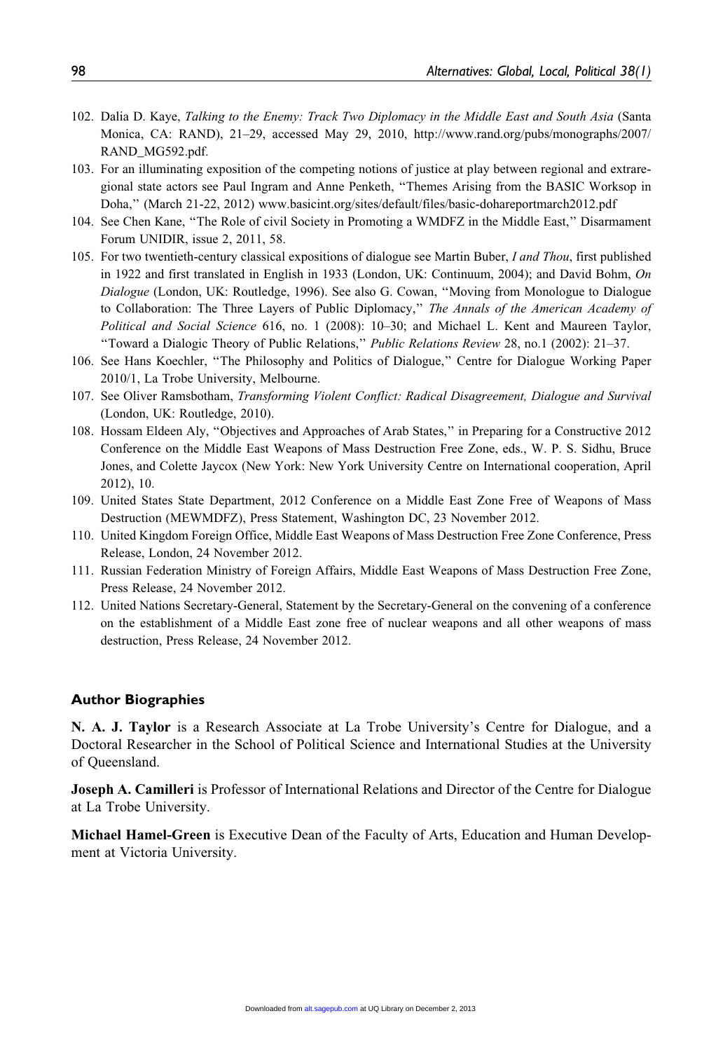102. Dalia D. Kaye, *Talking to the Enemy: Track Two Diplomacy in the Middle East and South Asia* (Santa Monica, CA: RAND), 21–29, accessed May 29, 2010, http://www.rand.org/pubs/monographs/2007/RAND_MG592.pdf.
103. For an illuminating exposition of the competing notions of justice at play between regional and extraregional state actors see Paul Ingram and Anne Penketh, "Themes Arising from the BASIC Worksop in Doha," (March 21-22, 2012) www.basicint.org/sites/default/files/basic-dohareportmarch2012.pdf
104. See Chen Kane, "The Role of civil Society in Promoting a WMDFZ in the Middle East," Disarmament Forum UNIDIR, issue 2, 2011, 58.
105. For two twentieth-century classical expositions of dialogue see Martin Buber, *I and Thou*, first published in 1922 and first translated in English in 1933 (London, UK: Continuum, 2004); and David Bohm, *On Dialogue* (London, UK: Routledge, 1996). See also G. Cowan, "Moving from Monologue to Dialogue to Collaboration: The Three Layers of Public Diplomacy," *The Annals of the American Academy of Political and Social Science* 616, no. 1 (2008): 10–30; and Michael L. Kent and Maureen Taylor, "Toward a Dialogic Theory of Public Relations," *Public Relations Review* 28, no.1 (2002): 21–37.
106. See Hans Koechler, "The Philosophy and Politics of Dialogue," Centre for Dialogue Working Paper 2010/1, La Trobe University, Melbourne.
107. See Oliver Ramsbotham, *Transforming Violent Conflict: Radical Disagreement, Dialogue and Survival* (London, UK: Routledge, 2010).
108. Hossam Eldeen Aly, "Objectives and Approaches of Arab States," in Preparing for a Constructive 2012 Conference on the Middle East Weapons of Mass Destruction Free Zone, eds., W. P. S. Sidhu, Bruce Jones, and Colette Jaycox (New York: New York University Centre on International cooperation, April 2012), 10.
109. United States State Department, 2012 Conference on a Middle East Zone Free of Weapons of Mass Destruction (MEWMDFZ), Press Statement, Washington DC, 23 November 2012.
110. United Kingdom Foreign Office, Middle East Weapons of Mass Destruction Free Zone Conference, Press Release, London, 24 November 2012.
111. Russian Federation Ministry of Foreign Affairs, Middle East Weapons of Mass Destruction Free Zone, Press Release, 24 November 2012.
112. United Nations Secretary-General, Statement by the Secretary-General on the convening of a conference on the establishment of a Middle East zone free of nuclear weapons and all other weapons of mass destruction, Press Release, 24 November 2012.

### Author Biographies

**N. A. J. Taylor** is a Research Associate at La Trobe University's Centre for Dialogue, and a Doctoral Researcher in the School of Political Science and International Studies at the University of Queensland.

**Joseph A. Camilleri** is Professor of International Relations and Director of the Centre for Dialogue at La Trobe University.

**Michael Hamel-Green** is Executive Dean of the Faculty of Arts, Education and Human Development at Victoria University.